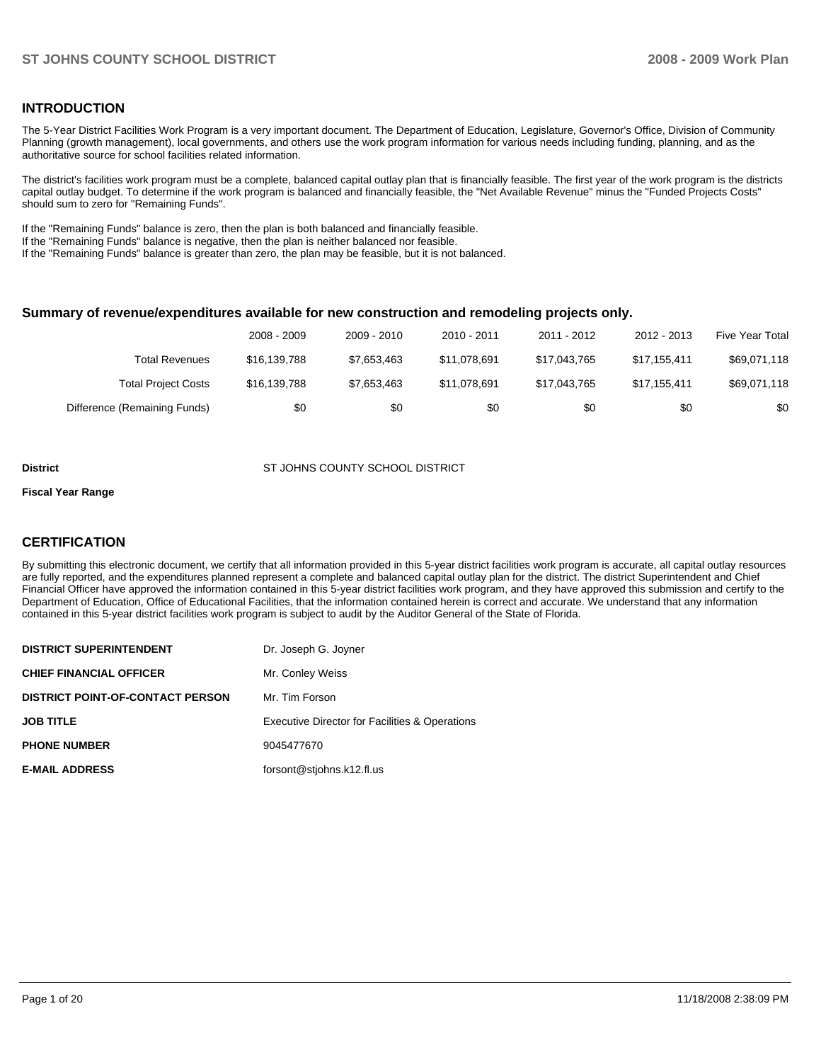## INTRODUCTION

The 5-Year District Facilities Work Program is a very important document. The Department of Education, Legislature, Governor's Office, Division of Community Planning (growth management), local governments, and others use the work program information for various needs including funding, planning, and as the authoritative source for school facilities related information.

The district's facilities work program must be a complete, balanced capital outlay plan that is financially feasible. The first year of the work program is the districts capital outlay budget. To determine if the work program is balanced and financially feasible, the "Net Available Revenue" minus the "Funded Projects Costs" should sum to zero for "Remaining Funds".

If the "Remaining Funds" balance is zero, then the plan is both balanced and financially feasible.
If the "Remaining Funds" balance is negative, then the plan is neither balanced nor feasible.
If the "Remaining Funds" balance is greater than zero, the plan may be feasible, but it is not balanced.

### Summary of revenue/expenditures available for new construction and remodeling projects only.

| | 2008 - 2009 | 2009 - 2010 | 2010 - 2011 | 2011 - 2012 | 2012 - 2013 | Five Year Total |
|---|---|---|---|---|---|---|
| Total Revenues | $16,139,788 | $7,653,463 | $11,078,691 | $17,043,765 | $17,155,411 | $69,071,118 |
| Total Project Costs | $16,139,788 | $7,653,463 | $11,078,691 | $17,043,765 | $17,155,411 | $69,071,118 |
| Difference (Remaining Funds) | $0 | $0 | $0 | $0 | $0 | $0 |

**District** ST JOHNS COUNTY SCHOOL DISTRICT

**Fiscal Year Range**

## CERTIFICATION

By submitting this electronic document, we certify that all information provided in this 5-year district facilities work program is accurate, all capital outlay resources are fully reported, and the expenditures planned represent a complete and balanced capital outlay plan for the district. The district Superintendent and Chief Financial Officer have approved the information contained in this 5-year district facilities work program, and they have approved this submission and certify to the Department of Education, Office of Educational Facilities, that the information contained herein is correct and accurate. We understand that any information contained in this 5-year district facilities work program is subject to audit by the Auditor General of the State of Florida.

| | |
|---|---|
| **DISTRICT SUPERINTENDENT** | Dr. Joseph G. Joyner |
| **CHIEF FINANCIAL OFFICER** | Mr. Conley Weiss |
| **DISTRICT POINT-OF-CONTACT PERSON** | Mr. Tim Forson |
| **JOB TITLE** | Executive Director for Facilities & Operations |
| **PHONE NUMBER** | 9045477670 |
| **E-MAIL ADDRESS** | forsont@stjohns.k12.fl.us |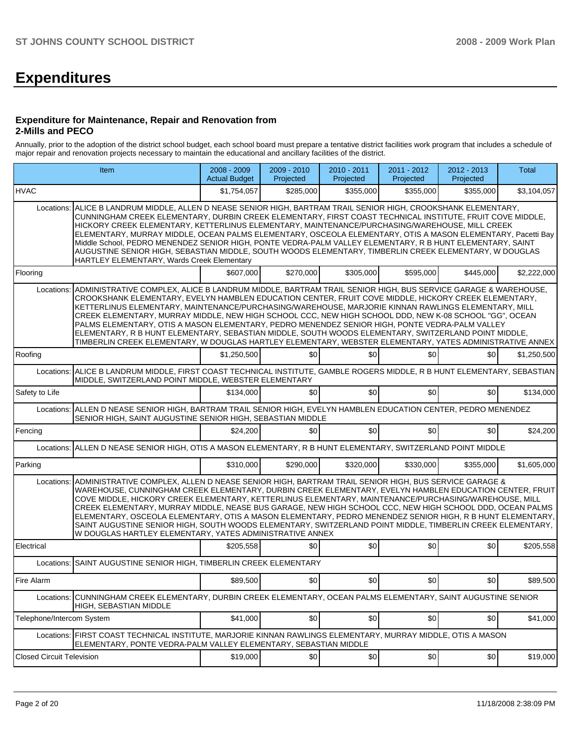# Expenditures

### Expenditure for Maintenance, Repair and Renovation from 2-Mills and PECO

Annually, prior to the adoption of the district school budget, each school board must prepare a tentative district facilities work program that includes a schedule of major repair and renovation projects necessary to maintain the educational and ancillary facilities of the district.

| Item | | 2008 - 2009 Actual Budget | 2009 - 2010 Projected | 2010 - 2011 Projected | 2011 - 2012 Projected | 2012 - 2013 Projected | Total |
|---|---|---|---|---|---|---|---|
| HVAC | | $1,754,057 | $285,000 | $355,000 | $355,000 | $355,000 | $3,104,057 |
| Locations: | ALICE B LANDRUM MIDDLE, ALLEN D NEASE SENIOR HIGH, BARTRAM TRAIL SENIOR HIGH, CROOKSHANK ELEMENTARY, CUNNINGHAM CREEK ELEMENTARY, DURBIN CREEK ELEMENTARY, FIRST COAST TECHNICAL INSTITUTE, FRUIT COVE MIDDLE, HICKORY CREEK ELEMENTARY, KETTERLINUS ELEMENTARY, MAINTENANCE/PURCHASING/WAREHOUSE, MILL CREEK ELEMENTARY, MURRAY MIDDLE, OCEAN PALMS ELEMENTARY, OSCEOLA ELEMENTARY, OTIS A MASON ELEMENTARY, Pacetti Bay Middle School, PEDRO MENENDEZ SENIOR HIGH, PONTE VEDRA-PALM VALLEY ELEMENTARY, R B HUNT ELEMENTARY, SAINT AUGUSTINE SENIOR HIGH, SEBASTIAN MIDDLE, SOUTH WOODS ELEMENTARY, TIMBERLIN CREEK ELEMENTARY, W DOUGLAS HARTLEY ELEMENTARY, Wards Creek Elementary | | | | | | |
| Flooring | | $607,000 | $270,000 | $305,000 | $595,000 | $445,000 | $2,222,000 |
| Locations: | ADMINISTRATIVE COMPLEX, ALICE B LANDRUM MIDDLE, BARTRAM TRAIL SENIOR HIGH, BUS SERVICE GARAGE & WAREHOUSE, CROOKSHANK ELEMENTARY, EVELYN HAMBLEN EDUCATION CENTER, FRUIT COVE MIDDLE, HICKORY CREEK ELEMENTARY, KETTERLINUS ELEMENTARY, MAINTENANCE/PURCHASING/WAREHOUSE, MARJORIE KINNAN RAWLINGS ELEMENTARY, MILL CREEK ELEMENTARY, MURRAY MIDDLE, NEW HIGH SCHOOL CCC, NEW HIGH SCHOOL DDD, NEW K-08 SCHOOL "GG", OCEAN PALMS ELEMENTARY, OTIS A MASON ELEMENTARY, PEDRO MENENDEZ SENIOR HIGH, PONTE VEDRA-PALM VALLEY ELEMENTARY, R B HUNT ELEMENTARY, SEBASTIAN MIDDLE, SOUTH WOODS ELEMENTARY, SWITZERLAND POINT MIDDLE, TIMBERLIN CREEK ELEMENTARY, W DOUGLAS HARTLEY ELEMENTARY, WEBSTER ELEMENTARY, YATES ADMINISTRATIVE ANNEX | | | | | | |
| Roofing | | $1,250,500 | $0 | $0 | $0 | $0 | $1,250,500 |
| Locations: | ALICE B LANDRUM MIDDLE, FIRST COAST TECHNICAL INSTITUTE, GAMBLE ROGERS MIDDLE, R B HUNT ELEMENTARY, SEBASTIAN MIDDLE, SWITZERLAND POINT MIDDLE, WEBSTER ELEMENTARY | | | | | | |
| Safety to Life | | $134,000 | $0 | $0 | $0 | $0 | $134,000 |
| Locations: | ALLEN D NEASE SENIOR HIGH, BARTRAM TRAIL SENIOR HIGH, EVELYN HAMBLEN EDUCATION CENTER, PEDRO MENENDEZ SENIOR HIGH, SAINT AUGUSTINE SENIOR HIGH, SEBASTIAN MIDDLE | | | | | | |
| Fencing | | $24,200 | $0 | $0 | $0 | $0 | $24,200 |
| Locations: | ALLEN D NEASE SENIOR HIGH, OTIS A MASON ELEMENTARY, R B HUNT ELEMENTARY, SWITZERLAND POINT MIDDLE | | | | | | |
| Parking | | $310,000 | $290,000 | $320,000 | $330,000 | $355,000 | $1,605,000 |
| Locations: | ADMINISTRATIVE COMPLEX, ALLEN D NEASE SENIOR HIGH, BARTRAM TRAIL SENIOR HIGH, BUS SERVICE GARAGE & WAREHOUSE, CUNNINGHAM CREEK ELEMENTARY, DURBIN CREEK ELEMENTARY, EVELYN HAMBLEN EDUCATION CENTER, FRUIT COVE MIDDLE, HICKORY CREEK ELEMENTARY, KETTERLINUS ELEMENTARY, MAINTENANCE/PURCHASING/WAREHOUSE, MILL CREEK ELEMENTARY, MURRAY MIDDLE, NEASE BUS GARAGE, NEW HIGH SCHOOL CCC, NEW HIGH SCHOOL DDD, OCEAN PALMS ELEMENTARY, OSCEOLA ELEMENTARY, OTIS A MASON ELEMENTARY, PEDRO MENENDEZ SENIOR HIGH, R B HUNT ELEMENTARY, SAINT AUGUSTINE SENIOR HIGH, SOUTH WOODS ELEMENTARY, SWITZERLAND POINT MIDDLE, TIMBERLIN CREEK ELEMENTARY, W DOUGLAS HARTLEY ELEMENTARY, YATES ADMINISTRATIVE ANNEX | | | | | | |
| Electrical | | $205,558 | $0 | $0 | $0 | $0 | $205,558 |
| Locations: | SAINT AUGUSTINE SENIOR HIGH, TIMBERLIN CREEK ELEMENTARY | | | | | | |
| Fire Alarm | | $89,500 | $0 | $0 | $0 | $0 | $89,500 |
| Locations: | CUNNINGHAM CREEK ELEMENTARY, DURBIN CREEK ELEMENTARY, OCEAN PALMS ELEMENTARY, SAINT AUGUSTINE SENIOR HIGH, SEBASTIAN MIDDLE | | | | | | |
| Telephone/Intercom System | | $41,000 | $0 | $0 | $0 | $0 | $41,000 |
| Locations: | FIRST COAST TECHNICAL INSTITUTE, MARJORIE KINNAN RAWLINGS ELEMENTARY, MURRAY MIDDLE, OTIS A MASON ELEMENTARY, PONTE VEDRA-PALM VALLEY ELEMENTARY, SEBASTIAN MIDDLE | | | | | | |
| Closed Circuit Television | | $19,000 | $0 | $0 | $0 | $0 | $19,000 |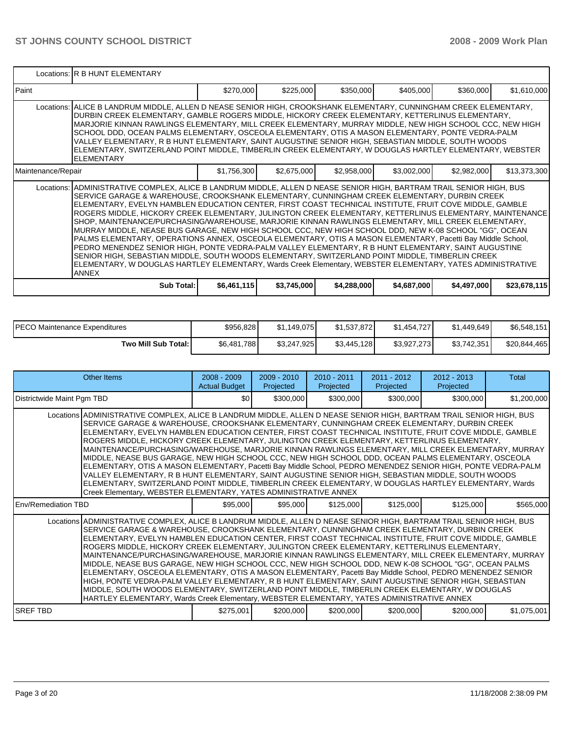| | | | | | | | |
|---|---|---|---|---|---|---|---|
| Locations: | R B HUNT ELEMENTARY | | | | | | |
| Paint | | $270,000 | $225,000 | $350,000 | $405,000 | $360,000 | $1,610,000 |
| Locations: | ALICE B LANDRUM MIDDLE, ALLEN D NEASE SENIOR HIGH, CROOKSHANK ELEMENTARY, CUNNINGHAM CREEK ELEMENTARY, DURBIN CREEK ELEMENTARY, GAMBLE ROGERS MIDDLE, HICKORY CREEK ELEMENTARY, KETTERLINUS ELEMENTARY, MARJORIE KINNAN RAWLINGS ELEMENTARY, MILL CREEK ELEMENTARY, MURRAY MIDDLE, NEW HIGH SCHOOL CCC, NEW HIGH SCHOOL DDD, OCEAN PALMS ELEMENTARY, OSCEOLA ELEMENTARY, OTIS A MASON ELEMENTARY, PONTE VEDRA-PALM VALLEY ELEMENTARY, R B HUNT ELEMENTARY, SAINT AUGUSTINE SENIOR HIGH, SEBASTIAN MIDDLE, SOUTH WOODS ELEMENTARY, SWITZERLAND POINT MIDDLE, TIMBERLIN CREEK ELEMENTARY, W DOUGLAS HARTLEY ELEMENTARY, WEBSTER ELEMENTARY | | | | | | |
| Maintenance/Repair | | $1,756,300 | $2,675,000 | $2,958,000 | $3,002,000 | $2,982,000 | $13,373,300 |
| Locations: | ADMINISTRATIVE COMPLEX, ALICE B LANDRUM MIDDLE, ALLEN D NEASE SENIOR HIGH, BARTRAM TRAIL SENIOR HIGH, BUS SERVICE GARAGE & WAREHOUSE, CROOKSHANK ELEMENTARY, CUNNINGHAM CREEK ELEMENTARY, DURBIN CREEK ELEMENTARY, EVELYN HAMBLEN EDUCATION CENTER, FIRST COAST TECHNICAL INSTITUTE, FRUIT COVE MIDDLE, GAMBLE ROGERS MIDDLE, HICKORY CREEK ELEMENTARY, JULINGTON CREEK ELEMENTARY, KETTERLINUS ELEMENTARY, MAINTENANCE SHOP, MAINTENANCE/PURCHASING/WAREHOUSE, MARJORIE KINNAN RAWLINGS ELEMENTARY, MILL CREEK ELEMENTARY, MURRAY MIDDLE, NEASE BUS GARAGE, NEW HIGH SCHOOL CCC, NEW HIGH SCHOOL DDD, NEW K-08 SCHOOL "GG", OCEAN PALMS ELEMENTARY, OPERATIONS ANNEX, OSCEOLA ELEMENTARY, OTIS A MASON ELEMENTARY, Pacetti Bay Middle School, PEDRO MENENDEZ SENIOR HIGH, PONTE VEDRA-PALM VALLEY ELEMENTARY, R B HUNT ELEMENTARY, SAINT AUGUSTINE SENIOR HIGH, SEBASTIAN MIDDLE, SOUTH WOODS ELEMENTARY, SWITZERLAND POINT MIDDLE, TIMBERLIN CREEK ELEMENTARY, W DOUGLAS HARTLEY ELEMENTARY, Wards Creek Elementary, WEBSTER ELEMENTARY, YATES ADMINISTRATIVE ANNEX | | | | | | |
| | **Sub Total:** | **$6,461,115** | **$3,745,000** | **$4,288,000** | **$4,687,000** | **$4,497,000** | **$23,678,115** |

| | | | | | | |
|---|---|---|---|---|---|---|
| PECO Maintenance Expenditures | $956,828 | $1,149,075 | $1,537,872 | $1,454,727 | $1,449,649 | $6,548,151 |
| **Two Mill Sub Total:** | $6,481,788 | $3,247,925 | $3,445,128 | $3,927,273 | $3,742,351 | $20,844,465 |

| Other Items | | 2008 - 2009 Actual Budget | 2009 - 2010 Projected | 2010 - 2011 Projected | 2011 - 2012 Projected | 2012 - 2013 Projected | Total |
|---|---|---|---|---|---|---|---|
| Districtwide Maint Pgm TBD | | $0 | $300,000 | $300,000 | $300,000 | $300,000 | $1,200,000 |
| Locations | ADMINISTRATIVE COMPLEX, ALICE B LANDRUM MIDDLE, ALLEN D NEASE SENIOR HIGH, BARTRAM TRAIL SENIOR HIGH, BUS SERVICE GARAGE & WAREHOUSE, CROOKSHANK ELEMENTARY, CUNNINGHAM CREEK ELEMENTARY, DURBIN CREEK ELEMENTARY, EVELYN HAMBLEN EDUCATION CENTER, FIRST COAST TECHNICAL INSTITUTE, FRUIT COVE MIDDLE, GAMBLE ROGERS MIDDLE, HICKORY CREEK ELEMENTARY, JULINGTON CREEK ELEMENTARY, KETTERLINUS ELEMENTARY, MAINTENANCE/PURCHASING/WAREHOUSE, MARJORIE KINNAN RAWLINGS ELEMENTARY, MILL CREEK ELEMENTARY, MURRAY MIDDLE, NEASE BUS GARAGE, NEW HIGH SCHOOL CCC, NEW HIGH SCHOOL DDD, OCEAN PALMS ELEMENTARY, OSCEOLA ELEMENTARY, OTIS A MASON ELEMENTARY, Pacetti Bay Middle School, PEDRO MENENDEZ SENIOR HIGH, PONTE VEDRA-PALM VALLEY ELEMENTARY, R B HUNT ELEMENTARY, SAINT AUGUSTINE SENIOR HIGH, SEBASTIAN MIDDLE, SOUTH WOODS ELEMENTARY, SWITZERLAND POINT MIDDLE, TIMBERLIN CREEK ELEMENTARY, W DOUGLAS HARTLEY ELEMENTARY, Wards Creek Elementary, WEBSTER ELEMENTARY, YATES ADMINISTRATIVE ANNEX | | | | | | |
| Env/Remediation TBD | | $95,000 | $95,000 | $125,000 | $125,000 | $125,000 | $565,000 |
| Locations | ADMINISTRATIVE COMPLEX, ALICE B LANDRUM MIDDLE, ALLEN D NEASE SENIOR HIGH, BARTRAM TRAIL SENIOR HIGH, BUS SERVICE GARAGE & WAREHOUSE, CROOKSHANK ELEMENTARY, CUNNINGHAM CREEK ELEMENTARY, DURBIN CREEK ELEMENTARY, EVELYN HAMBLEN EDUCATION CENTER, FIRST COAST TECHNICAL INSTITUTE, FRUIT COVE MIDDLE, GAMBLE ROGERS MIDDLE, HICKORY CREEK ELEMENTARY, JULINGTON CREEK ELEMENTARY, KETTERLINUS ELEMENTARY, MAINTENANCE/PURCHASING/WAREHOUSE, MARJORIE KINNAN RAWLINGS ELEMENTARY, MILL CREEK ELEMENTARY, MURRAY MIDDLE, NEASE BUS GARAGE, NEW HIGH SCHOOL CCC, NEW HIGH SCHOOL DDD, NEW K-08 SCHOOL "GG", OCEAN PALMS ELEMENTARY, OSCEOLA ELEMENTARY, OTIS A MASON ELEMENTARY, Pacetti Bay Middle School, PEDRO MENENDEZ SENIOR HIGH, PONTE VEDRA-PALM VALLEY ELEMENTARY, R B HUNT ELEMENTARY, SAINT AUGUSTINE SENIOR HIGH, SEBASTIAN MIDDLE, SOUTH WOODS ELEMENTARY, SWITZERLAND POINT MIDDLE, TIMBERLIN CREEK ELEMENTARY, W DOUGLAS HARTLEY ELEMENTARY, Wards Creek Elementary, WEBSTER ELEMENTARY, YATES ADMINISTRATIVE ANNEX | | | | | | |
| SREF TBD | | $275,001 | $200,000 | $200,000 | $200,000 | $200,000 | $1,075,001 |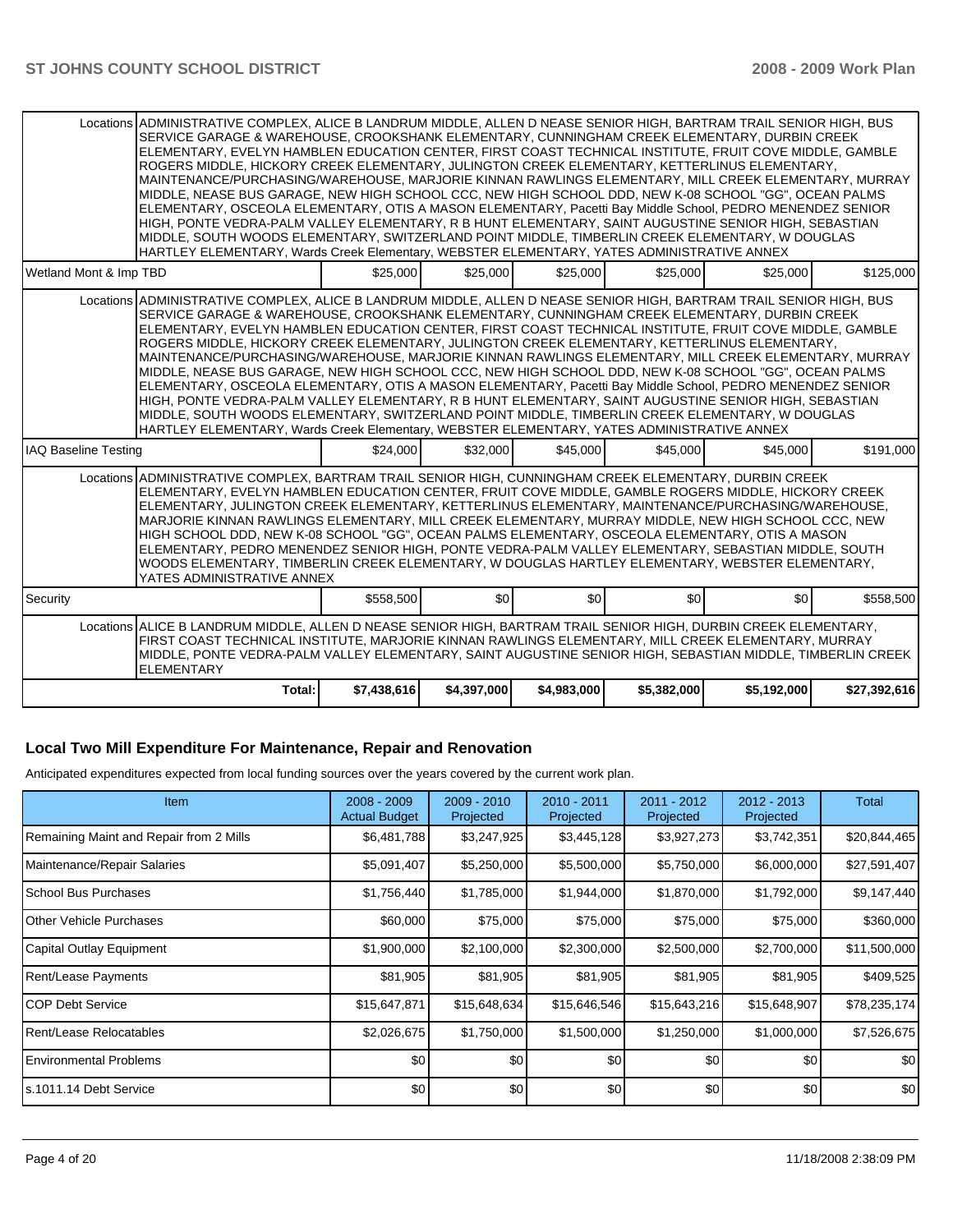| | | | | | | | |
|---|---|---|---|---|---|---|---|
| | Locations | ADMINISTRATIVE COMPLEX, ALICE B LANDRUM MIDDLE, ALLEN D NEASE SENIOR HIGH, BARTRAM TRAIL SENIOR HIGH, BUS SERVICE GARAGE & WAREHOUSE, CROOKSHANK ELEMENTARY, CUNNINGHAM CREEK ELEMENTARY, DURBIN CREEK ELEMENTARY, EVELYN HAMBLEN EDUCATION CENTER, FIRST COAST TECHNICAL INSTITUTE, FRUIT COVE MIDDLE, GAMBLE ROGERS MIDDLE, HICKORY CREEK ELEMENTARY, JULINGTON CREEK ELEMENTARY, KETTERLINUS ELEMENTARY, MAINTENANCE/PURCHASING/WAREHOUSE, MARJORIE KINNAN RAWLINGS ELEMENTARY, MILL CREEK ELEMENTARY, MURRAY MIDDLE, NEASE BUS GARAGE, NEW HIGH SCHOOL CCC, NEW HIGH SCHOOL DDD, NEW K-08 SCHOOL "GG", OCEAN PALMS ELEMENTARY, OSCEOLA ELEMENTARY, OTIS A MASON ELEMENTARY, Pacetti Bay Middle School, PEDRO MENENDEZ SENIOR HIGH, PONTE VEDRA-PALM VALLEY ELEMENTARY, R B HUNT ELEMENTARY, SAINT AUGUSTINE SENIOR HIGH, SEBASTIAN MIDDLE, SOUTH WOODS ELEMENTARY, SWITZERLAND POINT MIDDLE, TIMBERLIN CREEK ELEMENTARY, W DOUGLAS HARTLEY ELEMENTARY, Wards Creek Elementary, WEBSTER ELEMENTARY, YATES ADMINISTRATIVE ANNEX | | | | | |
| Wetland Mont & Imp TBD | | $25,000 | $25,000 | $25,000 | $25,000 | $25,000 | $125,000 |
| | Locations | ADMINISTRATIVE COMPLEX, ALICE B LANDRUM MIDDLE, ALLEN D NEASE SENIOR HIGH, BARTRAM TRAIL SENIOR HIGH, BUS SERVICE GARAGE & WAREHOUSE, CROOKSHANK ELEMENTARY, CUNNINGHAM CREEK ELEMENTARY, DURBIN CREEK ELEMENTARY, EVELYN HAMBLEN EDUCATION CENTER, FIRST COAST TECHNICAL INSTITUTE, FRUIT COVE MIDDLE, GAMBLE ROGERS MIDDLE, HICKORY CREEK ELEMENTARY, JULINGTON CREEK ELEMENTARY, KETTERLINUS ELEMENTARY, MAINTENANCE/PURCHASING/WAREHOUSE, MARJORIE KINNAN RAWLINGS ELEMENTARY, MILL CREEK ELEMENTARY, MURRAY MIDDLE, NEASE BUS GARAGE, NEW HIGH SCHOOL CCC, NEW HIGH SCHOOL DDD, NEW K-08 SCHOOL "GG", OCEAN PALMS ELEMENTARY, OSCEOLA ELEMENTARY, OTIS A MASON ELEMENTARY, Pacetti Bay Middle School, PEDRO MENENDEZ SENIOR HIGH, PONTE VEDRA-PALM VALLEY ELEMENTARY, R B HUNT ELEMENTARY, SAINT AUGUSTINE SENIOR HIGH, SEBASTIAN MIDDLE, SOUTH WOODS ELEMENTARY, SWITZERLAND POINT MIDDLE, TIMBERLIN CREEK ELEMENTARY, W DOUGLAS HARTLEY ELEMENTARY, Wards Creek Elementary, WEBSTER ELEMENTARY, YATES ADMINISTRATIVE ANNEX | | | | | |
| IAQ Baseline Testing | | $24,000 | $32,000 | $45,000 | $45,000 | $45,000 | $191,000 |
| | Locations | ADMINISTRATIVE COMPLEX, BARTRAM TRAIL SENIOR HIGH, CUNNINGHAM CREEK ELEMENTARY, DURBIN CREEK ELEMENTARY, EVELYN HAMBLEN EDUCATION CENTER, FRUIT COVE MIDDLE, GAMBLE ROGERS MIDDLE, HICKORY CREEK ELEMENTARY, JULINGTON CREEK ELEMENTARY, KETTERLINUS ELEMENTARY, MAINTENANCE/PURCHASING/WAREHOUSE, MARJORIE KINNAN RAWLINGS ELEMENTARY, MILL CREEK ELEMENTARY, MURRAY MIDDLE, NEW HIGH SCHOOL CCC, NEW HIGH SCHOOL DDD, NEW K-08 SCHOOL "GG", OCEAN PALMS ELEMENTARY, OSCEOLA ELEMENTARY, OTIS A MASON ELEMENTARY, PEDRO MENENDEZ SENIOR HIGH, PONTE VEDRA-PALM VALLEY ELEMENTARY, SEBASTIAN MIDDLE, SOUTH WOODS ELEMENTARY, TIMBERLIN CREEK ELEMENTARY, W DOUGLAS HARTLEY ELEMENTARY, WEBSTER ELEMENTARY, YATES ADMINISTRATIVE ANNEX | | | | | |
| Security | | $558,500 | $0 | $0 | $0 | $0 | $558,500 |
| | Locations | ALICE B LANDRUM MIDDLE, ALLEN D NEASE SENIOR HIGH, BARTRAM TRAIL SENIOR HIGH, DURBIN CREEK ELEMENTARY, FIRST COAST TECHNICAL INSTITUTE, MARJORIE KINNAN RAWLINGS ELEMENTARY, MILL CREEK ELEMENTARY, MURRAY MIDDLE, PONTE VEDRA-PALM VALLEY ELEMENTARY, SAINT AUGUSTINE SENIOR HIGH, SEBASTIAN MIDDLE, TIMBERLIN CREEK ELEMENTARY | | | | | |
| | Total: | $7,438,616 | $4,397,000 | $4,983,000 | $5,382,000 | $5,192,000 | $27,392,616 |

## Local Two Mill Expenditure For Maintenance, Repair and Renovation

Anticipated expenditures expected from local funding sources over the years covered by the current work plan.

| Item | 2008 - 2009 Actual Budget | 2009 - 2010 Projected | 2010 - 2011 Projected | 2011 - 2012 Projected | 2012 - 2013 Projected | Total |
|---|---|---|---|---|---|---|
| Remaining Maint and Repair from 2 Mills | $6,481,788 | $3,247,925 | $3,445,128 | $3,927,273 | $3,742,351 | $20,844,465 |
| Maintenance/Repair Salaries | $5,091,407 | $5,250,000 | $5,500,000 | $5,750,000 | $6,000,000 | $27,591,407 |
| School Bus Purchases | $1,756,440 | $1,785,000 | $1,944,000 | $1,870,000 | $1,792,000 | $9,147,440 |
| Other Vehicle Purchases | $60,000 | $75,000 | $75,000 | $75,000 | $75,000 | $360,000 |
| Capital Outlay Equipment | $1,900,000 | $2,100,000 | $2,300,000 | $2,500,000 | $2,700,000 | $11,500,000 |
| Rent/Lease Payments | $81,905 | $81,905 | $81,905 | $81,905 | $81,905 | $409,525 |
| COP Debt Service | $15,647,871 | $15,648,634 | $15,646,546 | $15,643,216 | $15,648,907 | $78,235,174 |
| Rent/Lease Relocatables | $2,026,675 | $1,750,000 | $1,500,000 | $1,250,000 | $1,000,000 | $7,526,675 |
| Environmental Problems | $0 | $0 | $0 | $0 | $0 | $0 |
| s.1011.14 Debt Service | $0 | $0 | $0 | $0 | $0 | $0 |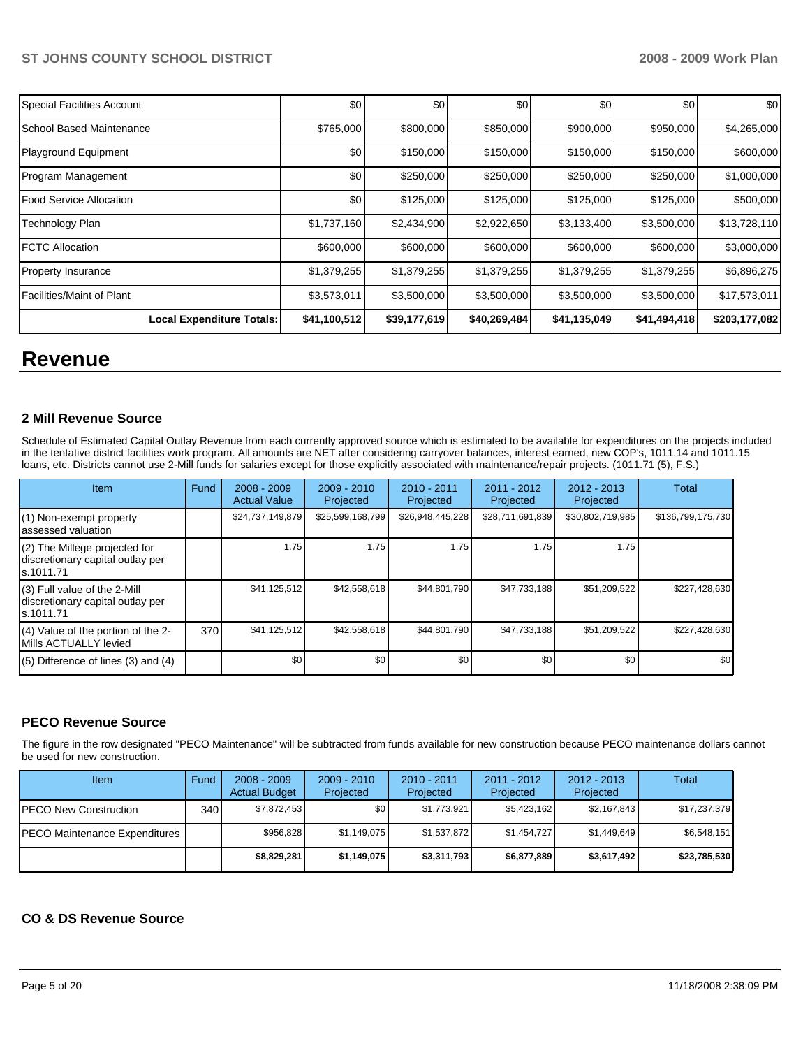| | | | | | | |
|---|---|---|---|---|---|---|
| Special Facilities Account | $0 | $0 | $0 | $0 | $0 | $0 |
| School Based Maintenance | $765,000 | $800,000 | $850,000 | $900,000 | $950,000 | $4,265,000 |
| Playground Equipment | $0 | $150,000 | $150,000 | $150,000 | $150,000 | $600,000 |
| Program Management | $0 | $250,000 | $250,000 | $250,000 | $250,000 | $1,000,000 |
| Food Service Allocation | $0 | $125,000 | $125,000 | $125,000 | $125,000 | $500,000 |
| Technology Plan | $1,737,160 | $2,434,900 | $2,922,650 | $3,133,400 | $3,500,000 | $13,728,110 |
| FCTC Allocation | $600,000 | $600,000 | $600,000 | $600,000 | $600,000 | $3,000,000 |
| Property Insurance | $1,379,255 | $1,379,255 | $1,379,255 | $1,379,255 | $1,379,255 | $6,896,275 |
| Facilities/Maint of Plant | $3,573,011 | $3,500,000 | $3,500,000 | $3,500,000 | $3,500,000 | $17,573,011 |
| **Local Expenditure Totals:** | **$41,100,512** | **$39,177,619** | **$40,269,484** | **$41,135,049** | **$41,494,418** | **$203,177,082** |

# Revenue

### 2 Mill Revenue Source

Schedule of Estimated Capital Outlay Revenue from each currently approved source which is estimated to be available for expenditures on the projects included in the tentative district facilities work program. All amounts are NET after considering carryover balances, interest earned, new COP's, 1011.14 and 1011.15 loans, etc. Districts cannot use 2-Mill funds for salaries except for those explicitly associated with maintenance/repair projects. (1011.71 (5), F.S.)

| Item | Fund | 2008 - 2009 Actual Value | 2009 - 2010 Projected | 2010 - 2011 Projected | 2011 - 2012 Projected | 2012 - 2013 Projected | Total |
|---|---|---|---|---|---|---|---|
| (1) Non-exempt property assessed valuation | | $24,737,149,879 | $25,599,168,799 | $26,948,445,228 | $28,711,691,839 | $30,802,719,985 | $136,799,175,730 |
| (2) The Millege projected for discretionary capital outlay per s.1011.71 | | 1.75 | 1.75 | 1.75 | 1.75 | 1.75 | |
| (3) Full value of the 2-Mill discretionary capital outlay per s.1011.71 | | $41,125,512 | $42,558,618 | $44,801,790 | $47,733,188 | $51,209,522 | $227,428,630 |
| (4) Value of the portion of the 2-Mills ACTUALLY levied | 370 | $41,125,512 | $42,558,618 | $44,801,790 | $47,733,188 | $51,209,522 | $227,428,630 |
| (5) Difference of lines (3) and (4) | | $0 | $0 | $0 | $0 | $0 | $0 |

### PECO Revenue Source

The figure in the row designated "PECO Maintenance" will be subtracted from funds available for new construction because PECO maintenance dollars cannot be used for new construction.

| Item | Fund | 2008 - 2009 Actual Budget | 2009 - 2010 Projected | 2010 - 2011 Projected | 2011 - 2012 Projected | 2012 - 2013 Projected | Total |
|---|---|---|---|---|---|---|---|
| PECO New Construction | 340 | $7,872,453 | $0 | $1,773,921 | $5,423,162 | $2,167,843 | $17,237,379 |
| PECO Maintenance Expenditures | | $956,828 | $1,149,075 | $1,537,872 | $1,454,727 | $1,449,649 | $6,548,151 |
| | | **$8,829,281** | **$1,149,075** | **$3,311,793** | **$6,877,889** | **$3,617,492** | **$23,785,530** |

### CO & DS Revenue Source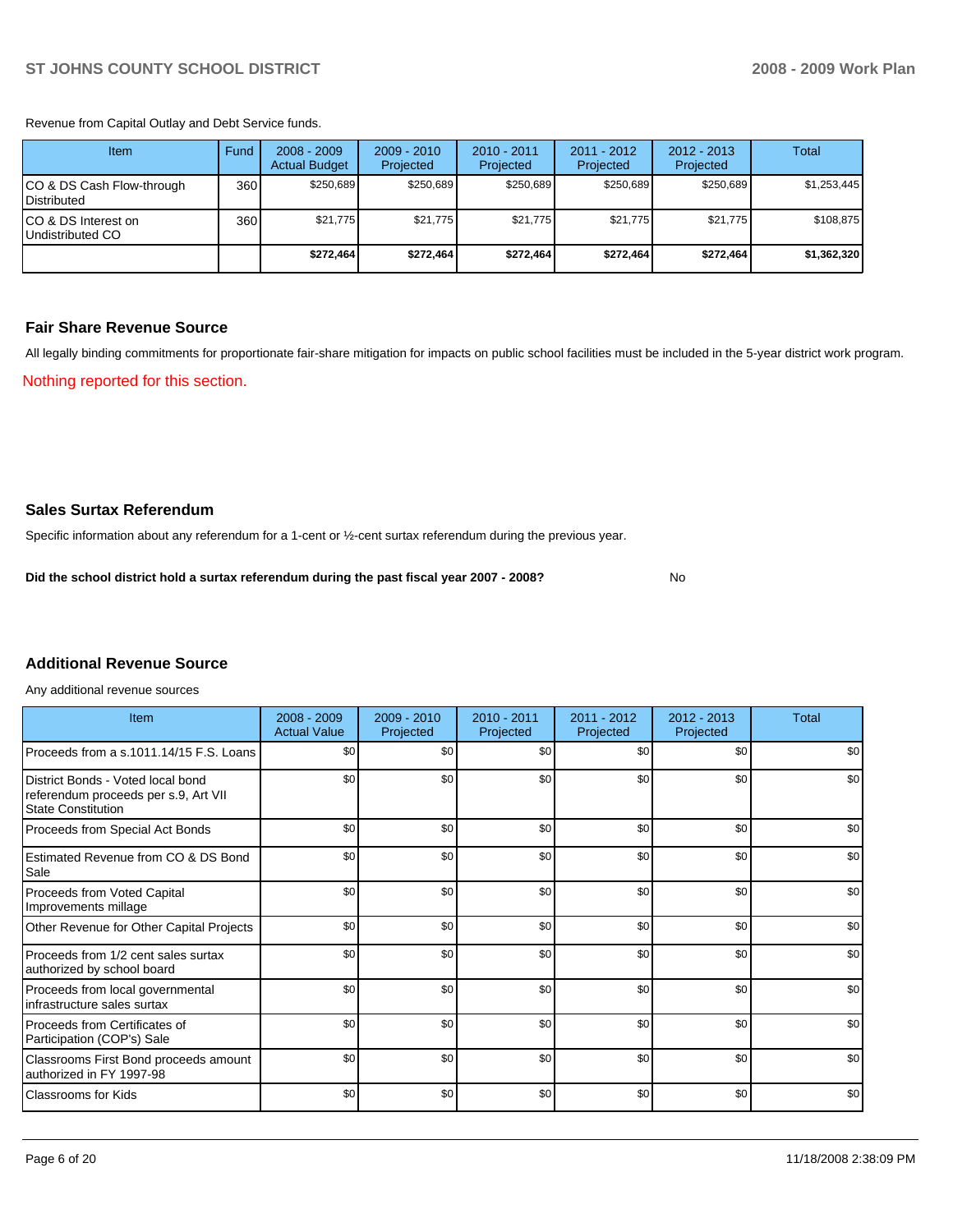Revenue from Capital Outlay and Debt Service funds.

| Item | Fund | 2008 - 2009 Actual Budget | 2009 - 2010 Projected | 2010 - 2011 Projected | 2011 - 2012 Projected | 2012 - 2013 Projected | Total |
|---|---|---|---|---|---|---|---|
| CO & DS Cash Flow-through Distributed | 360 | $250,689 | $250,689 | $250,689 | $250,689 | $250,689 | $1,253,445 |
| CO & DS Interest on Undistributed CO | 360 | $21,775 | $21,775 | $21,775 | $21,775 | $21,775 | $108,875 |
| | | **$272,464** | **$272,464** | **$272,464** | **$272,464** | **$272,464** | **$1,362,320** |

## Fair Share Revenue Source

All legally binding commitments for proportionate fair-share mitigation for impacts on public school facilities must be included in the 5-year district work program.

Nothing reported for this section.

## Sales Surtax Referendum

Specific information about any referendum for a 1-cent or ½-cent surtax referendum during the previous year.

**Did the school district hold a surtax referendum during the past fiscal year 2007 - 2008?** No

## Additional Revenue Source

Any additional revenue sources

| Item | 2008 - 2009 Actual Value | 2009 - 2010 Projected | 2010 - 2011 Projected | 2011 - 2012 Projected | 2012 - 2013 Projected | Total |
|---|---|---|---|---|---|---|
| Proceeds from a s.1011.14/15 F.S. Loans | $0 | $0 | $0 | $0 | $0 | $0 |
| District Bonds - Voted local bond referendum proceeds per s.9, Art VII State Constitution | $0 | $0 | $0 | $0 | $0 | $0 |
| Proceeds from Special Act Bonds | $0 | $0 | $0 | $0 | $0 | $0 |
| Estimated Revenue from CO & DS Bond Sale | $0 | $0 | $0 | $0 | $0 | $0 |
| Proceeds from Voted Capital Improvements millage | $0 | $0 | $0 | $0 | $0 | $0 |
| Other Revenue for Other Capital Projects | $0 | $0 | $0 | $0 | $0 | $0 |
| Proceeds from 1/2 cent sales surtax authorized by school board | $0 | $0 | $0 | $0 | $0 | $0 |
| Proceeds from local governmental infrastructure sales surtax | $0 | $0 | $0 | $0 | $0 | $0 |
| Proceeds from Certificates of Participation (COP's) Sale | $0 | $0 | $0 | $0 | $0 | $0 |
| Classrooms First Bond proceeds amount authorized in FY 1997-98 | $0 | $0 | $0 | $0 | $0 | $0 |
| Classrooms for Kids | $0 | $0 | $0 | $0 | $0 | $0 |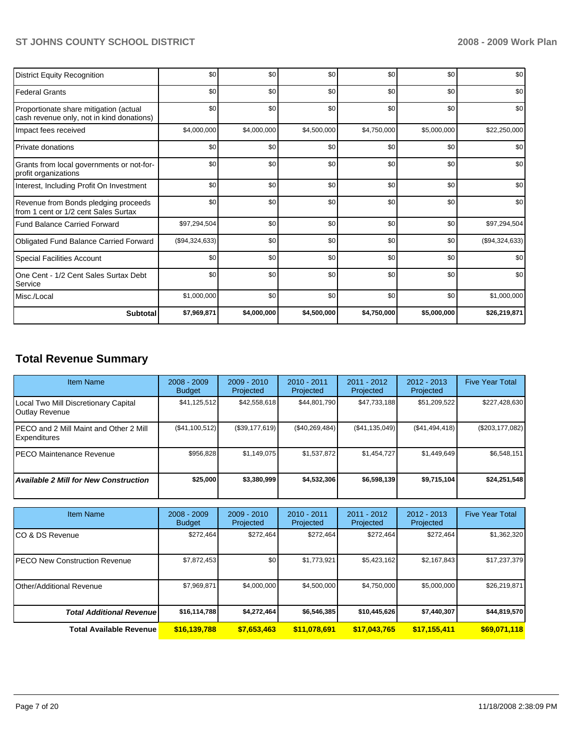| | | | | | | |
|---|---|---|---|---|---|---|
| District Equity Recognition | $0 | $0 | $0 | $0 | $0 | $0 |
| Federal Grants | $0 | $0 | $0 | $0 | $0 | $0 |
| Proportionate share mitigation (actual cash revenue only, not in kind donations) | $0 | $0 | $0 | $0 | $0 | $0 |
| Impact fees received | $4,000,000 | $4,000,000 | $4,500,000 | $4,750,000 | $5,000,000 | $22,250,000 |
| Private donations | $0 | $0 | $0 | $0 | $0 | $0 |
| Grants from local governments or not-for-profit organizations | $0 | $0 | $0 | $0 | $0 | $0 |
| Interest, Including Profit On Investment | $0 | $0 | $0 | $0 | $0 | $0 |
| Revenue from Bonds pledging proceeds from 1 cent or 1/2 cent Sales Surtax | $0 | $0 | $0 | $0 | $0 | $0 |
| Fund Balance Carried Forward | $97,294,504 | $0 | $0 | $0 | $0 | $97,294,504 |
| Obligated Fund Balance Carried Forward | ($94,324,633) | $0 | $0 | $0 | $0 | ($94,324,633) |
| Special Facilities Account | $0 | $0 | $0 | $0 | $0 | $0 |
| One Cent - 1/2 Cent Sales Surtax Debt Service | $0 | $0 | $0 | $0 | $0 | $0 |
| Misc./Local | $1,000,000 | $0 | $0 | $0 | $0 | $1,000,000 |
| **Subtotal** | **$7,969,871** | **$4,000,000** | **$4,500,000** | **$4,750,000** | **$5,000,000** | **$26,219,871** |

## Total Revenue Summary

| Item Name | 2008 - 2009 Budget | 2009 - 2010 Projected | 2010 - 2011 Projected | 2011 - 2012 Projected | 2012 - 2013 Projected | Five Year Total |
|---|---|---|---|---|---|---|
| Local Two Mill Discretionary Capital Outlay Revenue | $41,125,512 | $42,558,618 | $44,801,790 | $47,733,188 | $51,209,522 | $227,428,630 |
| PECO and 2 Mill Maint and Other 2 Mill Expenditures | ($41,100,512) | ($39,177,619) | ($40,269,484) | ($41,135,049) | ($41,494,418) | ($203,177,082) |
| PECO Maintenance Revenue | $956,828 | $1,149,075 | $1,537,872 | $1,454,727 | $1,449,649 | $6,548,151 |
| ***Available 2 Mill for New Construction*** | **$25,000** | **$3,380,999** | **$4,532,306** | **$6,598,139** | **$9,715,104** | **$24,251,548** |

| Item Name | 2008 - 2009 Budget | 2009 - 2010 Projected | 2010 - 2011 Projected | 2011 - 2012 Projected | 2012 - 2013 Projected | Five Year Total |
|---|---|---|---|---|---|---|
| CO & DS Revenue | $272,464 | $272,464 | $272,464 | $272,464 | $272,464 | $1,362,320 |
| PECO New Construction Revenue | $7,872,453 | $0 | $1,773,921 | $5,423,162 | $2,167,843 | $17,237,379 |
| Other/Additional Revenue | $7,969,871 | $4,000,000 | $4,500,000 | $4,750,000 | $5,000,000 | $26,219,871 |
| ***Total Additional Revenue*** | **$16,114,788** | **$4,272,464** | **$6,546,385** | **$10,445,626** | **$7,440,307** | **$44,819,570** |
| **Total Available Revenue** | **$16,139,788** | **$7,653,463** | **$11,078,691** | **$17,043,765** | **$17,155,411** | **$69,071,118** |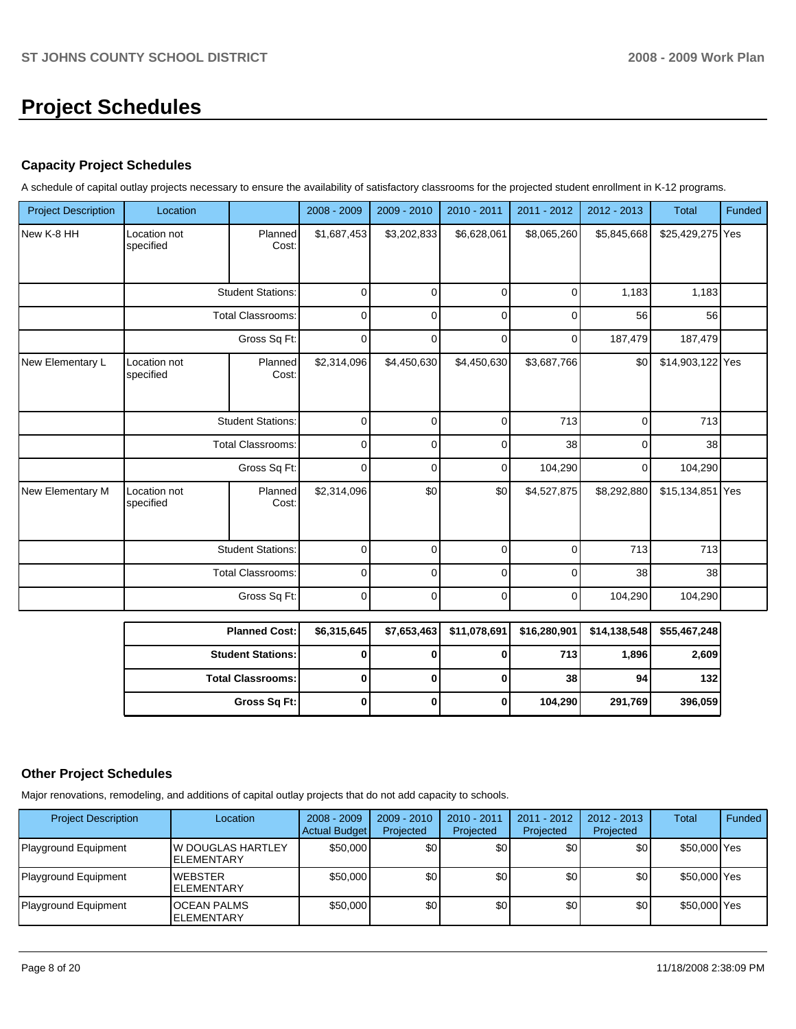# Project Schedules

### Capacity Project Schedules

A schedule of capital outlay projects necessary to ensure the availability of satisfactory classrooms for the projected student enrollment in K-12 programs.

| Project Description | Location | | 2008 - 2009 | 2009 - 2010 | 2010 - 2011 | 2011 - 2012 | 2012 - 2013 | Total | Funded |
|---|---|---|---|---|---|---|---|---|---|
| New K-8 HH | Location not specified | Planned Cost: | $1,687,453 | $3,202,833 | $6,628,061 | $8,065,260 | $5,845,668 | $25,429,275 | Yes |
| | | Student Stations: | 0 | 0 | 0 | 0 | 1,183 | 1,183 | |
| | | Total Classrooms: | 0 | 0 | 0 | 0 | 56 | 56 | |
| | | Gross Sq Ft: | 0 | 0 | 0 | 0 | 187,479 | 187,479 | |
| New Elementary L | Location not specified | Planned Cost: | $2,314,096 | $4,450,630 | $4,450,630 | $3,687,766 | $0 | $14,903,122 | Yes |
| | | Student Stations: | 0 | 0 | 0 | 713 | 0 | 713 | |
| | | Total Classrooms: | 0 | 0 | 0 | 38 | 0 | 38 | |
| | | Gross Sq Ft: | 0 | 0 | 0 | 104,290 | 0 | 104,290 | |
| New Elementary M | Location not specified | Planned Cost: | $2,314,096 | $0 | $0 | $4,527,875 | $8,292,880 | $15,134,851 | Yes |
| | | Student Stations: | 0 | 0 | 0 | 0 | 713 | 713 | |
| | | Total Classrooms: | 0 | 0 | 0 | 0 | 38 | 38 | |
| | | Gross Sq Ft: | 0 | 0 | 0 | 0 | 104,290 | 104,290 | |

| | | | | | | |
|---|---|---|---|---|---|---|
| **Planned Cost:** | **$6,315,645** | **$7,653,463** | **$11,078,691** | **$16,280,901** | **$14,138,548** | **$55,467,248** |
| **Student Stations:** | **0** | **0** | **0** | **713** | **1,896** | **2,609** |
| **Total Classrooms:** | **0** | **0** | **0** | **38** | **94** | **132** |
| **Gross Sq Ft:** | **0** | **0** | **0** | **104,290** | **291,769** | **396,059** |

### Other Project Schedules

Major renovations, remodeling, and additions of capital outlay projects that do not add capacity to schools.

| Project Description | Location | 2008 - 2009 Actual Budget | 2009 - 2010 Projected | 2010 - 2011 Projected | 2011 - 2012 Projected | 2012 - 2013 Projected | Total | Funded |
|---|---|---|---|---|---|---|---|---|
| Playground Equipment | W DOUGLAS HARTLEY ELEMENTARY | $50,000 | $0 | $0 | $0 | $0 | $50,000 | Yes |
| Playground Equipment | WEBSTER ELEMENTARY | $50,000 | $0 | $0 | $0 | $0 | $50,000 | Yes |
| Playground Equipment | OCEAN PALMS ELEMENTARY | $50,000 | $0 | $0 | $0 | $0 | $50,000 | Yes |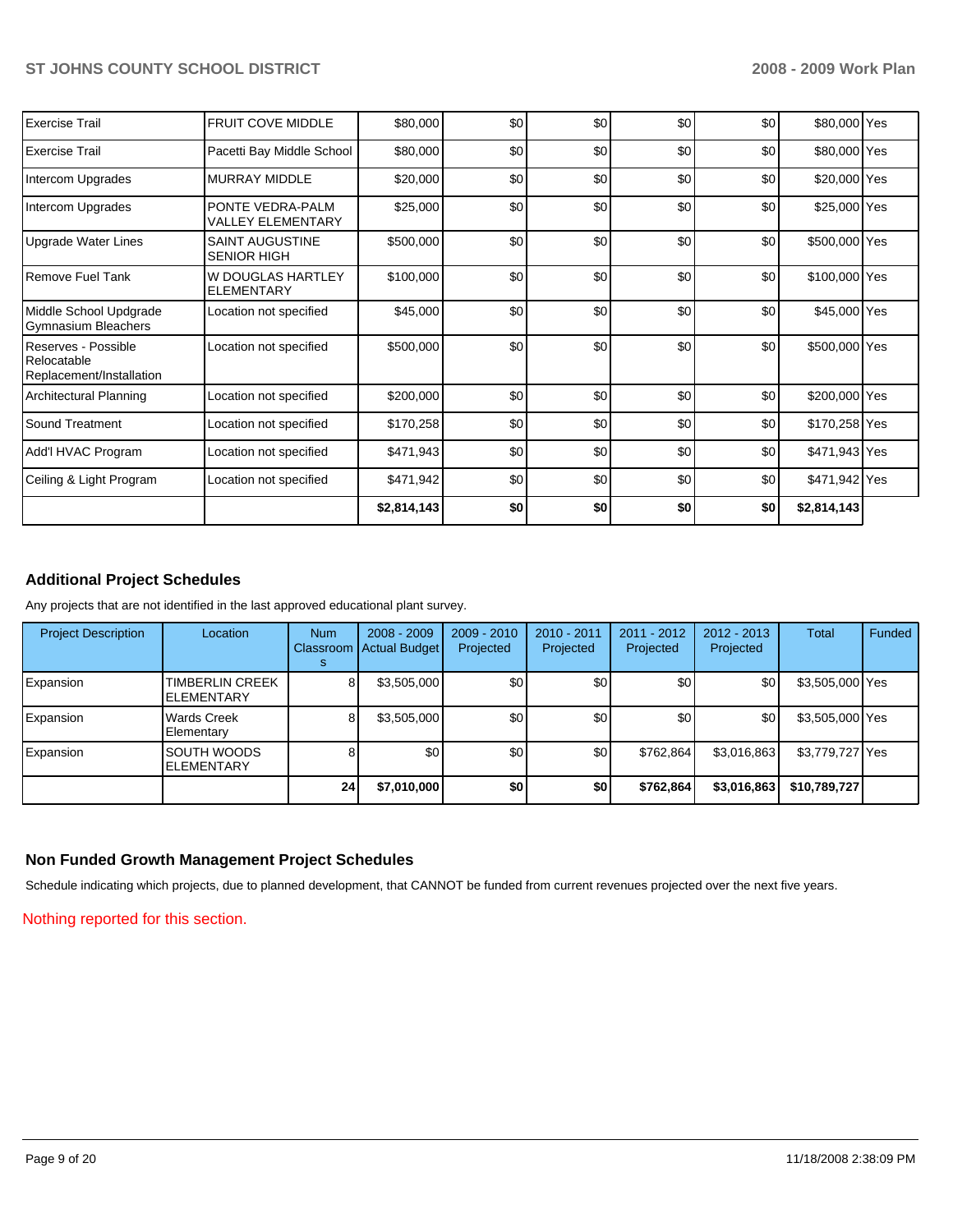| | | | | | | | | |
|---|---|---|---|---|---|---|---|---|
| Exercise Trail | FRUIT COVE MIDDLE | $80,000 | $0 | $0 | $0 | $0 | $80,000 | Yes |
| Exercise Trail | Pacetti Bay Middle School | $80,000 | $0 | $0 | $0 | $0 | $80,000 | Yes |
| Intercom Upgrades | MURRAY MIDDLE | $20,000 | $0 | $0 | $0 | $0 | $20,000 | Yes |
| Intercom Upgrades | PONTE VEDRA-PALM VALLEY ELEMENTARY | $25,000 | $0 | $0 | $0 | $0 | $25,000 | Yes |
| Upgrade Water Lines | SAINT AUGUSTINE SENIOR HIGH | $500,000 | $0 | $0 | $0 | $0 | $500,000 | Yes |
| Remove Fuel Tank | W DOUGLAS HARTLEY ELEMENTARY | $100,000 | $0 | $0 | $0 | $0 | $100,000 | Yes |
| Middle School Updgrade Gymnasium Bleachers | Location not specified | $45,000 | $0 | $0 | $0 | $0 | $45,000 | Yes |
| Reserves - Possible Relocatable Replacement/Installation | Location not specified | $500,000 | $0 | $0 | $0 | $0 | $500,000 | Yes |
| Architectural Planning | Location not specified | $200,000 | $0 | $0 | $0 | $0 | $200,000 | Yes |
| Sound Treatment | Location not specified | $170,258 | $0 | $0 | $0 | $0 | $170,258 | Yes |
| Add'l HVAC Program | Location not specified | $471,943 | $0 | $0 | $0 | $0 | $471,943 | Yes |
| Ceiling & Light Program | Location not specified | $471,942 | $0 | $0 | $0 | $0 | $471,942 | Yes |
| | | **$2,814,143** | **$0** | **$0** | **$0** | **$0** | **$2,814,143** | |

### Additional Project Schedules

Any projects that are not identified in the last approved educational plant survey.

| Project Description | Location | Num Classrooms | 2008 - 2009 Actual Budget | 2009 - 2010 Projected | 2010 - 2011 Projected | 2011 - 2012 Projected | 2012 - 2013 Projected | Total | Funded |
|---|---|---|---|---|---|---|---|---|---|
| Expansion | TIMBERLIN CREEK ELEMENTARY | 8 | $3,505,000 | $0 | $0 | $0 | $0 | $3,505,000 | Yes |
| Expansion | Wards Creek Elementary | 8 | $3,505,000 | $0 | $0 | $0 | $0 | $3,505,000 | Yes |
| Expansion | SOUTH WOODS ELEMENTARY | 8 | $0 | $0 | $0 | $762,864 | $3,016,863 | $3,779,727 | Yes |
| | | **24** | **$7,010,000** | **$0** | **$0** | **$762,864** | **$3,016,863** | **$10,789,727** | |

### Non Funded Growth Management Project Schedules

Schedule indicating which projects, due to planned development, that CANNOT be funded from current revenues projected over the next five years.

Nothing reported for this section.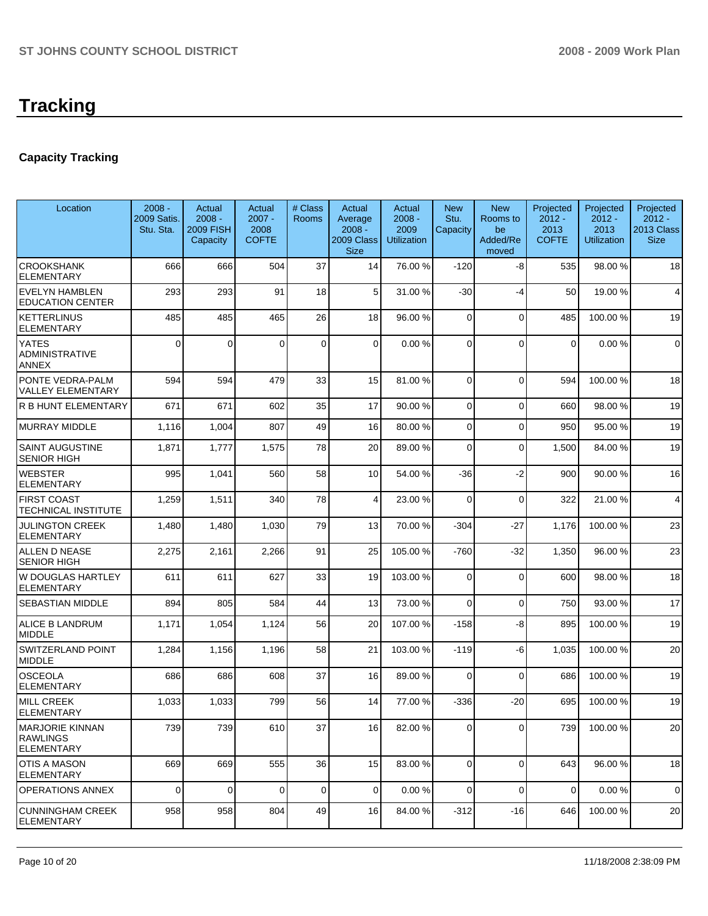# Tracking

## Capacity Tracking

| Location | 2008 - 2009 Satis. Stu. Sta. | Actual 2008 - 2009 FISH Capacity | Actual 2007 - 2008 COFTE | # Class Rooms | Actual Average 2008 - 2009 Class Size | Actual 2008 - 2009 Utilization | New Stu. Capacity | New Rooms to be Added/Removed | Projected 2012 - 2013 COFTE | Projected 2012 - 2013 Utilization | Projected 2012 - 2013 Class Size |
|---|---|---|---|---|---|---|---|---|---|---|---|
| CROOKSHANK ELEMENTARY | 666 | 666 | 504 | 37 | 14 | 76.00 % | -120 | -8 | 535 | 98.00 % | 18 |
| EVELYN HAMBLEN EDUCATION CENTER | 293 | 293 | 91 | 18 | 5 | 31.00 % | -30 | -4 | 50 | 19.00 % | 4 |
| KETTERLINUS ELEMENTARY | 485 | 485 | 465 | 26 | 18 | 96.00 % | 0 | 0 | 485 | 100.00 % | 19 |
| YATES ADMINISTRATIVE ANNEX | 0 | 0 | 0 | 0 | 0 | 0.00 % | 0 | 0 | 0 | 0.00 % | 0 |
| PONTE VEDRA-PALM VALLEY ELEMENTARY | 594 | 594 | 479 | 33 | 15 | 81.00 % | 0 | 0 | 594 | 100.00 % | 18 |
| R B HUNT ELEMENTARY | 671 | 671 | 602 | 35 | 17 | 90.00 % | 0 | 0 | 660 | 98.00 % | 19 |
| MURRAY MIDDLE | 1,116 | 1,004 | 807 | 49 | 16 | 80.00 % | 0 | 0 | 950 | 95.00 % | 19 |
| SAINT AUGUSTINE SENIOR HIGH | 1,871 | 1,777 | 1,575 | 78 | 20 | 89.00 % | 0 | 0 | 1,500 | 84.00 % | 19 |
| WEBSTER ELEMENTARY | 995 | 1,041 | 560 | 58 | 10 | 54.00 % | -36 | -2 | 900 | 90.00 % | 16 |
| FIRST COAST TECHNICAL INSTITUTE | 1,259 | 1,511 | 340 | 78 | 4 | 23.00 % | 0 | 0 | 322 | 21.00 % | 4 |
| JULINGTON CREEK ELEMENTARY | 1,480 | 1,480 | 1,030 | 79 | 13 | 70.00 % | -304 | -27 | 1,176 | 100.00 % | 23 |
| ALLEN D NEASE SENIOR HIGH | 2,275 | 2,161 | 2,266 | 91 | 25 | 105.00 % | -760 | -32 | 1,350 | 96.00 % | 23 |
| W DOUGLAS HARTLEY ELEMENTARY | 611 | 611 | 627 | 33 | 19 | 103.00 % | 0 | 0 | 600 | 98.00 % | 18 |
| SEBASTIAN MIDDLE | 894 | 805 | 584 | 44 | 13 | 73.00 % | 0 | 0 | 750 | 93.00 % | 17 |
| ALICE B LANDRUM MIDDLE | 1,171 | 1,054 | 1,124 | 56 | 20 | 107.00 % | -158 | -8 | 895 | 100.00 % | 19 |
| SWITZERLAND POINT MIDDLE | 1,284 | 1,156 | 1,196 | 58 | 21 | 103.00 % | -119 | -6 | 1,035 | 100.00 % | 20 |
| OSCEOLA ELEMENTARY | 686 | 686 | 608 | 37 | 16 | 89.00 % | 0 | 0 | 686 | 100.00 % | 19 |
| MILL CREEK ELEMENTARY | 1,033 | 1,033 | 799 | 56 | 14 | 77.00 % | -336 | -20 | 695 | 100.00 % | 19 |
| MARJORIE KINNAN RAWLINGS ELEMENTARY | 739 | 739 | 610 | 37 | 16 | 82.00 % | 0 | 0 | 739 | 100.00 % | 20 |
| OTIS A MASON ELEMENTARY | 669 | 669 | 555 | 36 | 15 | 83.00 % | 0 | 0 | 643 | 96.00 % | 18 |
| OPERATIONS ANNEX | 0 | 0 | 0 | 0 | 0 | 0.00 % | 0 | 0 | 0 | 0.00 % | 0 |
| CUNNINGHAM CREEK ELEMENTARY | 958 | 958 | 804 | 49 | 16 | 84.00 % | -312 | -16 | 646 | 100.00 % | 20 |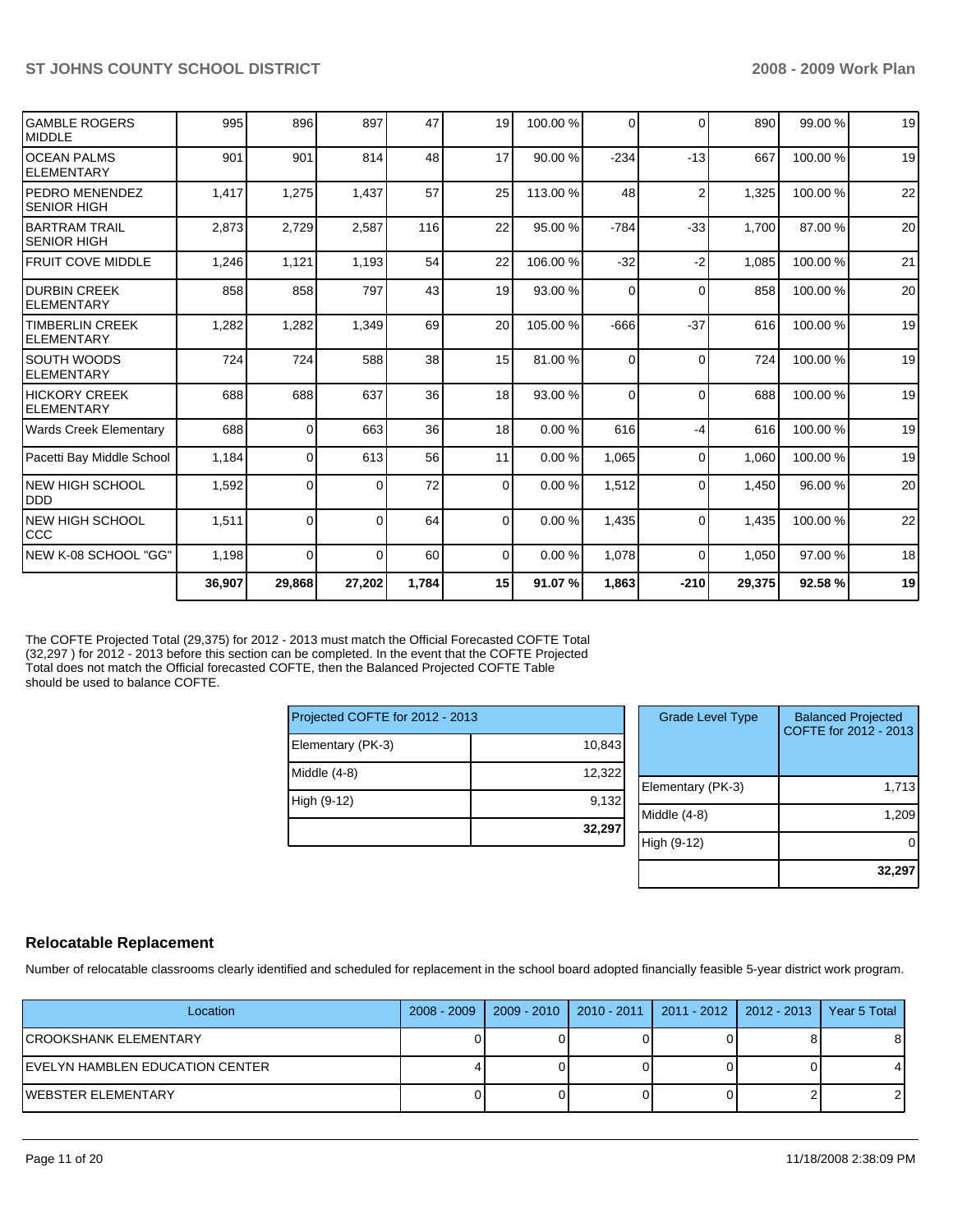| | | | | | | | | | | | |
|---|---|---|---|---|---|---|---|---|---|---|---|
| GAMBLE ROGERS MIDDLE | 995 | 896 | 897 | 47 | 19 | 100.00 % | 0 | 0 | 890 | 99.00 % | 19 |
| OCEAN PALMS ELEMENTARY | 901 | 901 | 814 | 48 | 17 | 90.00 % | -234 | -13 | 667 | 100.00 % | 19 |
| PEDRO MENENDEZ SENIOR HIGH | 1,417 | 1,275 | 1,437 | 57 | 25 | 113.00 % | 48 | 2 | 1,325 | 100.00 % | 22 |
| BARTRAM TRAIL SENIOR HIGH | 2,873 | 2,729 | 2,587 | 116 | 22 | 95.00 % | -784 | -33 | 1,700 | 87.00 % | 20 |
| FRUIT COVE MIDDLE | 1,246 | 1,121 | 1,193 | 54 | 22 | 106.00 % | -32 | -2 | 1,085 | 100.00 % | 21 |
| DURBIN CREEK ELEMENTARY | 858 | 858 | 797 | 43 | 19 | 93.00 % | 0 | 0 | 858 | 100.00 % | 20 |
| TIMBERLIN CREEK ELEMENTARY | 1,282 | 1,282 | 1,349 | 69 | 20 | 105.00 % | -666 | -37 | 616 | 100.00 % | 19 |
| SOUTH WOODS ELEMENTARY | 724 | 724 | 588 | 38 | 15 | 81.00 % | 0 | 0 | 724 | 100.00 % | 19 |
| HICKORY CREEK ELEMENTARY | 688 | 688 | 637 | 36 | 18 | 93.00 % | 0 | 0 | 688 | 100.00 % | 19 |
| Wards Creek Elementary | 688 | 0 | 663 | 36 | 18 | 0.00 % | 616 | -4 | 616 | 100.00 % | 19 |
| Pacetti Bay Middle School | 1,184 | 0 | 613 | 56 | 11 | 0.00 % | 1,065 | 0 | 1,060 | 100.00 % | 19 |
| NEW HIGH SCHOOL DDD | 1,592 | 0 | 0 | 72 | 0 | 0.00 % | 1,512 | 0 | 1,450 | 96.00 % | 20 |
| NEW HIGH SCHOOL CCC | 1,511 | 0 | 0 | 64 | 0 | 0.00 % | 1,435 | 0 | 1,435 | 100.00 % | 22 |
| NEW K-08 SCHOOL "GG" | 1,198 | 0 | 0 | 60 | 0 | 0.00 % | 1,078 | 0 | 1,050 | 97.00 % | 18 |
| | **36,907** | **29,868** | **27,202** | **1,784** | **15** | **91.07 %** | **1,863** | **-210** | **29,375** | **92.58 %** | **19** |

The COFTE Projected Total (29,375) for 2012 - 2013 must match the Official Forecasted COFTE Total (32,297 ) for 2012 - 2013 before this section can be completed. In the event that the COFTE Projected Total does not match the Official forecasted COFTE, then the Balanced Projected COFTE Table should be used to balance COFTE.

| Projected COFTE for 2012 - 2013 | |
|---|---|
| Elementary (PK-3) | 10,843 |
| Middle (4-8) | 12,322 |
| High (9-12) | 9,132 |
| | **32,297** |

| Grade Level Type | Balanced Projected COFTE for 2012 - 2013 |
|---|---|
| Elementary (PK-3) | 1,713 |
| Middle (4-8) | 1,209 |
| High (9-12) | 0 |
| | **32,297** |

## Relocatable Replacement

Number of relocatable classrooms clearly identified and scheduled for replacement in the school board adopted financially feasible 5-year district work program.

| Location | 2008 - 2009 | 2009 - 2010 | 2010 - 2011 | 2011 - 2012 | 2012 - 2013 | Year 5 Total |
|---|---|---|---|---|---|---|
| CROOKSHANK ELEMENTARY | 0 | 0 | 0 | 0 | 8 | 8 |
| EVELYN HAMBLEN EDUCATION CENTER | 4 | 0 | 0 | 0 | 0 | 4 |
| WEBSTER ELEMENTARY | 0 | 0 | 0 | 0 | 2 | 2 |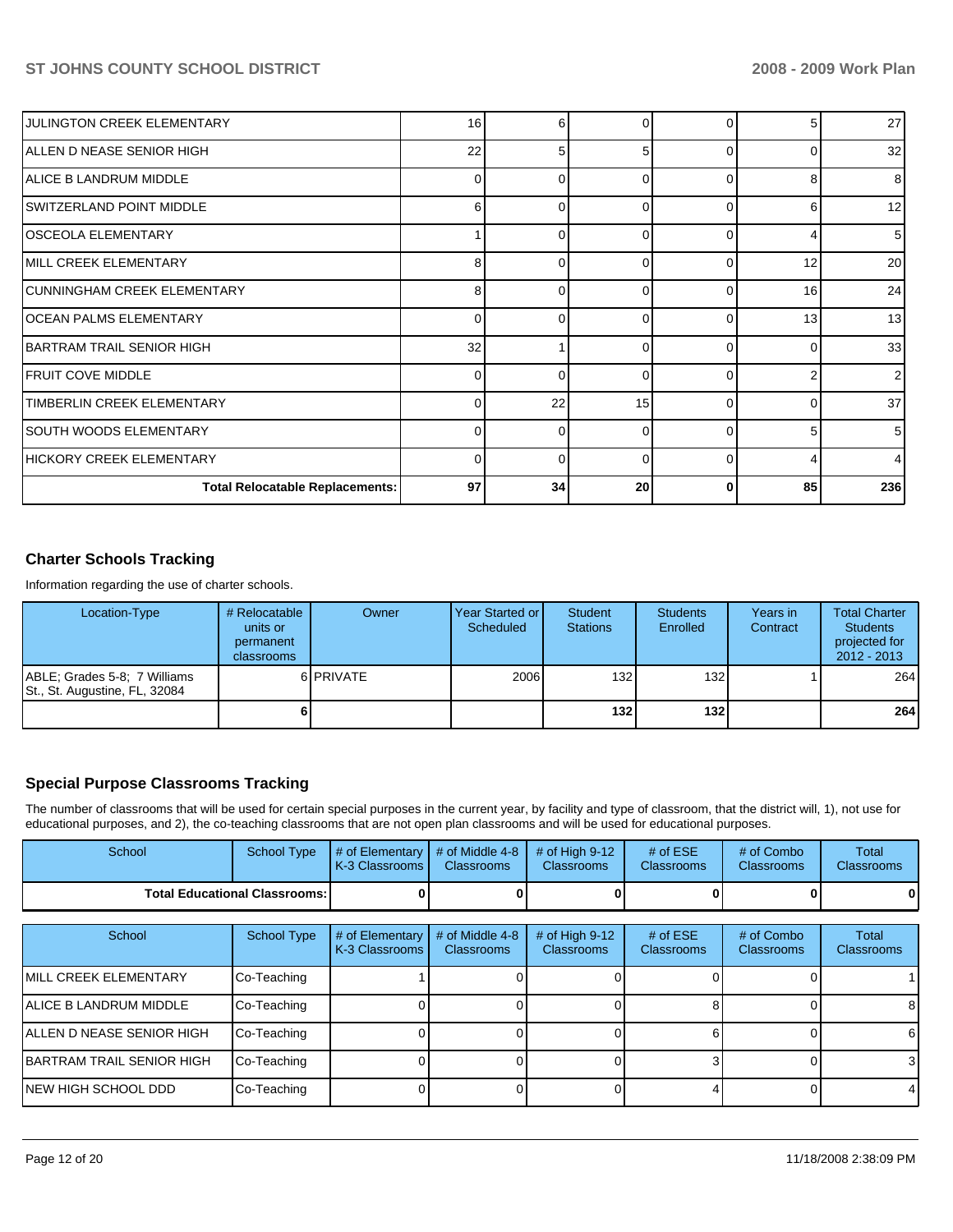| | | | | | | |
|---|---|---|---|---|---|---|
| JULINGTON CREEK ELEMENTARY | 16 | 6 | 0 | 0 | 5 | 27 |
| ALLEN D NEASE SENIOR HIGH | 22 | 5 | 5 | 0 | 0 | 32 |
| ALICE B LANDRUM MIDDLE | 0 | 0 | 0 | 0 | 8 | 8 |
| SWITZERLAND POINT MIDDLE | 6 | 0 | 0 | 0 | 6 | 12 |
| OSCEOLA ELEMENTARY | 1 | 0 | 0 | 0 | 4 | 5 |
| MILL CREEK ELEMENTARY | 8 | 0 | 0 | 0 | 12 | 20 |
| CUNNINGHAM CREEK ELEMENTARY | 8 | 0 | 0 | 0 | 16 | 24 |
| OCEAN PALMS ELEMENTARY | 0 | 0 | 0 | 0 | 13 | 13 |
| BARTRAM TRAIL SENIOR HIGH | 32 | 1 | 0 | 0 | 0 | 33 |
| FRUIT COVE MIDDLE | 0 | 0 | 0 | 0 | 2 | 2 |
| TIMBERLIN CREEK ELEMENTARY | 0 | 22 | 15 | 0 | 0 | 37 |
| SOUTH WOODS ELEMENTARY | 0 | 0 | 0 | 0 | 5 | 5 |
| HICKORY CREEK ELEMENTARY | 0 | 0 | 0 | 0 | 4 | 4 |
| **Total Relocatable Replacements:** | **97** | **34** | **20** | **0** | **85** | **236** |

## Charter Schools Tracking

Information regarding the use of charter schools.

| Location-Type | # Relocatable units or permanent classrooms | Owner | Year Started or Scheduled | Student Stations | Students Enrolled | Years in Contract | Total Charter Students projected for 2012 - 2013 |
|---|---|---|---|---|---|---|---|
| ABLE; Grades 5-8; 7 Williams St., St. Augustine, FL, 32084 | 6 | PRIVATE | 2006 | 132 | 132 | 1 | 264 |
| | **6** | | | **132** | **132** | | **264** |

## Special Purpose Classrooms Tracking

The number of classrooms that will be used for certain special purposes in the current year, by facility and type of classroom, that the district will, 1), not use for educational purposes, and 2), the co-teaching classrooms that are not open plan classrooms and will be used for educational purposes.

| School | School Type | # of Elementary K-3 Classrooms | # of Middle 4-8 Classrooms | # of High 9-12 Classrooms | # of ESE Classrooms | # of Combo Classrooms | Total Classrooms |
|---|---|---|---|---|---|---|---|
| **Total Educational Classrooms:** | | **0** | **0** | **0** | **0** | **0** | **0** |

| School | School Type | # of Elementary K-3 Classrooms | # of Middle 4-8 Classrooms | # of High 9-12 Classrooms | # of ESE Classrooms | # of Combo Classrooms | Total Classrooms |
|---|---|---|---|---|---|---|---|
| MILL CREEK ELEMENTARY | Co-Teaching | 1 | 0 | 0 | 0 | 0 | 1 |
| ALICE B LANDRUM MIDDLE | Co-Teaching | 0 | 0 | 0 | 8 | 0 | 8 |
| ALLEN D NEASE SENIOR HIGH | Co-Teaching | 0 | 0 | 0 | 6 | 0 | 6 |
| BARTRAM TRAIL SENIOR HIGH | Co-Teaching | 0 | 0 | 0 | 3 | 0 | 3 |
| NEW HIGH SCHOOL DDD | Co-Teaching | 0 | 0 | 0 | 4 | 0 | 4 |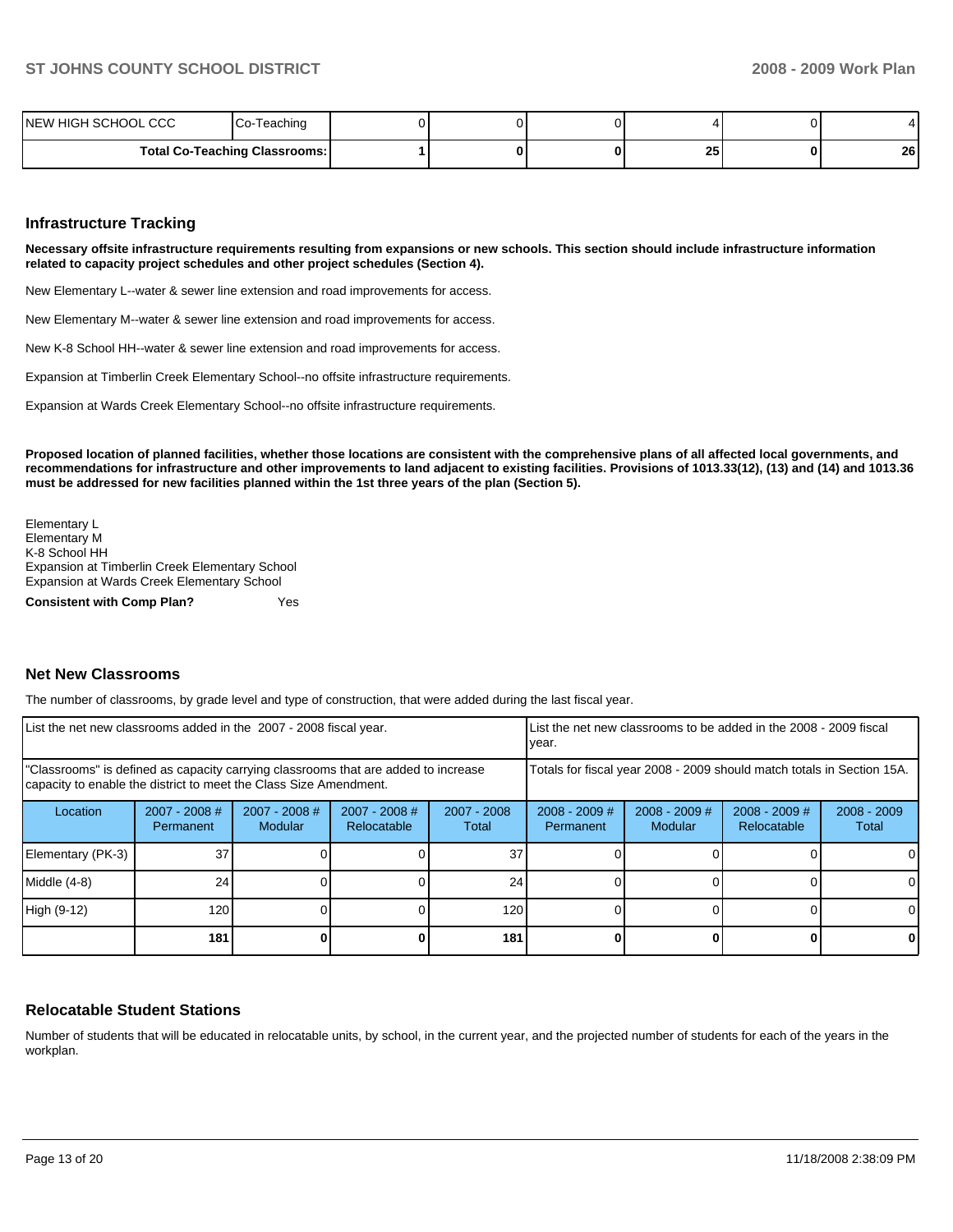| | | | | | | | |
|---|---|---|---|---|---|---|---|
| NEW HIGH SCHOOL CCC | Co-Teaching | 0 | 0 | 0 | 4 | 0 | 4 |
| **Total Co-Teaching Classrooms:** | | **1** | **0** | **0** | **25** | **0** | **26** |

## Infrastructure Tracking

**Necessary offsite infrastructure requirements resulting from expansions or new schools. This section should include infrastructure information related to capacity project schedules and other project schedules (Section 4).**

New Elementary L--water & sewer line extension and road improvements for access.

New Elementary M--water & sewer line extension and road improvements for access.

New K-8 School HH--water & sewer line extension and road improvements for access.

Expansion at Timberlin Creek Elementary School--no offsite infrastructure requirements.

Expansion at Wards Creek Elementary School--no offsite infrastructure requirements.

**Proposed location of planned facilities, whether those locations are consistent with the comprehensive plans of all affected local governments, and recommendations for infrastructure and other improvements to land adjacent to existing facilities. Provisions of 1013.33(12), (13) and (14) and 1013.36 must be addressed for new facilities planned within the 1st three years of the plan (Section 5).**

Elementary L
Elementary M
K-8 School HH
Expansion at Timberlin Creek Elementary School
Expansion at Wards Creek Elementary School

**Consistent with Comp Plan?** Yes

## Net New Classrooms

The number of classrooms, by grade level and type of construction, that were added during the last fiscal year.

| List the net new classrooms added in the 2007 - 2008 fiscal year. | | | | | List the net new classrooms to be added in the 2008 - 2009 fiscal year. | | | |
|---|---|---|---|---|---|---|---|---|
| "Classrooms" is defined as capacity carrying classrooms that are added to increase capacity to enable the district to meet the Class Size Amendment. | | | | | Totals for fiscal year 2008 - 2009 should match totals in Section 15A. | | | |
| Location | 2007 - 2008 # Permanent | 2007 - 2008 # Modular | 2007 - 2008 # Relocatable | 2007 - 2008 Total | 2008 - 2009 # Permanent | 2008 - 2009 # Modular | 2008 - 2009 # Relocatable | 2008 - 2009 Total |
| Elementary (PK-3) | 37 | 0 | 0 | 37 | 0 | 0 | 0 | 0 |
| Middle (4-8) | 24 | 0 | 0 | 24 | 0 | 0 | 0 | 0 |
| High (9-12) | 120 | 0 | 0 | 120 | 0 | 0 | 0 | 0 |
| | **181** | **0** | **0** | **181** | **0** | **0** | **0** | **0** |

## Relocatable Student Stations

Number of students that will be educated in relocatable units, by school, in the current year, and the projected number of students for each of the years in the workplan.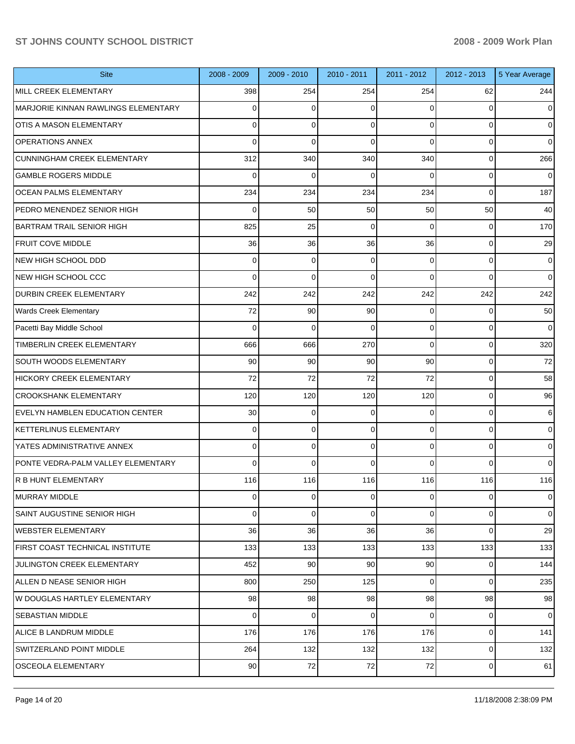| Site | 2008 - 2009 | 2009 - 2010 | 2010 - 2011 | 2011 - 2012 | 2012 - 2013 | 5 Year Average |
|---|---|---|---|---|---|---|
| MILL CREEK ELEMENTARY | 398 | 254 | 254 | 254 | 62 | 244 |
| MARJORIE KINNAN RAWLINGS ELEMENTARY | 0 | 0 | 0 | 0 | 0 | 0 |
| OTIS A MASON ELEMENTARY | 0 | 0 | 0 | 0 | 0 | 0 |
| OPERATIONS ANNEX | 0 | 0 | 0 | 0 | 0 | 0 |
| CUNNINGHAM CREEK ELEMENTARY | 312 | 340 | 340 | 340 | 0 | 266 |
| GAMBLE ROGERS MIDDLE | 0 | 0 | 0 | 0 | 0 | 0 |
| OCEAN PALMS ELEMENTARY | 234 | 234 | 234 | 234 | 0 | 187 |
| PEDRO MENENDEZ SENIOR HIGH | 0 | 50 | 50 | 50 | 50 | 40 |
| BARTRAM TRAIL SENIOR HIGH | 825 | 25 | 0 | 0 | 0 | 170 |
| FRUIT COVE MIDDLE | 36 | 36 | 36 | 36 | 0 | 29 |
| NEW HIGH SCHOOL DDD | 0 | 0 | 0 | 0 | 0 | 0 |
| NEW HIGH SCHOOL CCC | 0 | 0 | 0 | 0 | 0 | 0 |
| DURBIN CREEK ELEMENTARY | 242 | 242 | 242 | 242 | 242 | 242 |
| Wards Creek Elementary | 72 | 90 | 90 | 0 | 0 | 50 |
| Pacetti Bay Middle School | 0 | 0 | 0 | 0 | 0 | 0 |
| TIMBERLIN CREEK ELEMENTARY | 666 | 666 | 270 | 0 | 0 | 320 |
| SOUTH WOODS ELEMENTARY | 90 | 90 | 90 | 90 | 0 | 72 |
| HICKORY CREEK ELEMENTARY | 72 | 72 | 72 | 72 | 0 | 58 |
| CROOKSHANK ELEMENTARY | 120 | 120 | 120 | 120 | 0 | 96 |
| EVELYN HAMBLEN EDUCATION CENTER | 30 | 0 | 0 | 0 | 0 | 6 |
| KETTERLINUS ELEMENTARY | 0 | 0 | 0 | 0 | 0 | 0 |
| YATES ADMINISTRATIVE ANNEX | 0 | 0 | 0 | 0 | 0 | 0 |
| PONTE VEDRA-PALM VALLEY ELEMENTARY | 0 | 0 | 0 | 0 | 0 | 0 |
| R B HUNT ELEMENTARY | 116 | 116 | 116 | 116 | 116 | 116 |
| MURRAY MIDDLE | 0 | 0 | 0 | 0 | 0 | 0 |
| SAINT AUGUSTINE SENIOR HIGH | 0 | 0 | 0 | 0 | 0 | 0 |
| WEBSTER ELEMENTARY | 36 | 36 | 36 | 36 | 0 | 29 |
| FIRST COAST TECHNICAL INSTITUTE | 133 | 133 | 133 | 133 | 133 | 133 |
| JULINGTON CREEK ELEMENTARY | 452 | 90 | 90 | 90 | 0 | 144 |
| ALLEN D NEASE SENIOR HIGH | 800 | 250 | 125 | 0 | 0 | 235 |
| W DOUGLAS HARTLEY ELEMENTARY | 98 | 98 | 98 | 98 | 98 | 98 |
| SEBASTIAN MIDDLE | 0 | 0 | 0 | 0 | 0 | 0 |
| ALICE B LANDRUM MIDDLE | 176 | 176 | 176 | 176 | 0 | 141 |
| SWITZERLAND POINT MIDDLE | 264 | 132 | 132 | 132 | 0 | 132 |
| OSCEOLA ELEMENTARY | 90 | 72 | 72 | 72 | 0 | 61 |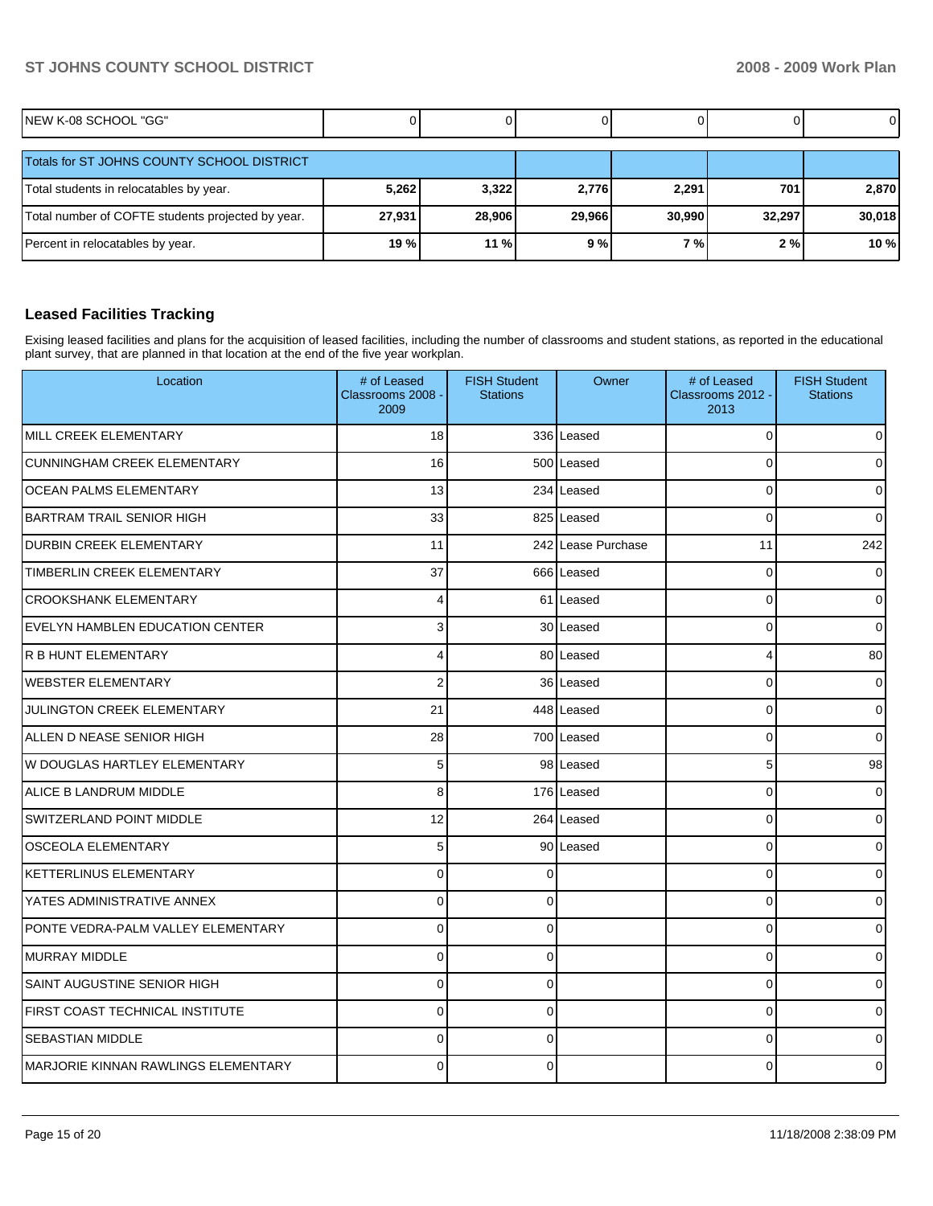| | | | | | | |
|---|---|---|---|---|---|---|
| NEW K-08 SCHOOL "GG" | 0 | 0 | 0 | 0 | 0 | 0 |
| Totals for ST JOHNS COUNTY SCHOOL DISTRICT | | | | | | |
| Total students in relocatables by year. | **5,262** | **3,322** | **2,776** | **2,291** | **701** | **2,870** |
| Total number of COFTE students projected by year. | **27,931** | **28,906** | **29,966** | **30,990** | **32,297** | **30,018** |
| Percent in relocatables by year. | **19 %** | **11 %** | **9 %** | **7 %** | **2 %** | **10 %** |

### Leased Facilities Tracking

Exising leased facilities and plans for the acquisition of leased facilities, including the number of classrooms and student stations, as reported in the educational plant survey, that are planned in that location at the end of the five year workplan.

| Location | # of Leased Classrooms 2008 - 2009 | FISH Student Stations | Owner | # of Leased Classrooms 2012 - 2013 | FISH Student Stations |
|---|---|---|---|---|---|
| MILL CREEK ELEMENTARY | 18 | 336 | Leased | 0 | 0 |
| CUNNINGHAM CREEK ELEMENTARY | 16 | 500 | Leased | 0 | 0 |
| OCEAN PALMS ELEMENTARY | 13 | 234 | Leased | 0 | 0 |
| BARTRAM TRAIL SENIOR HIGH | 33 | 825 | Leased | 0 | 0 |
| DURBIN CREEK ELEMENTARY | 11 | 242 | Lease Purchase | 11 | 242 |
| TIMBERLIN CREEK ELEMENTARY | 37 | 666 | Leased | 0 | 0 |
| CROOKSHANK ELEMENTARY | 4 | 61 | Leased | 0 | 0 |
| EVELYN HAMBLEN EDUCATION CENTER | 3 | 30 | Leased | 0 | 0 |
| R B HUNT ELEMENTARY | 4 | 80 | Leased | 4 | 80 |
| WEBSTER ELEMENTARY | 2 | 36 | Leased | 0 | 0 |
| JULINGTON CREEK ELEMENTARY | 21 | 448 | Leased | 0 | 0 |
| ALLEN D NEASE SENIOR HIGH | 28 | 700 | Leased | 0 | 0 |
| W DOUGLAS HARTLEY ELEMENTARY | 5 | 98 | Leased | 5 | 98 |
| ALICE B LANDRUM MIDDLE | 8 | 176 | Leased | 0 | 0 |
| SWITZERLAND POINT MIDDLE | 12 | 264 | Leased | 0 | 0 |
| OSCEOLA ELEMENTARY | 5 | 90 | Leased | 0 | 0 |
| KETTERLINUS ELEMENTARY | 0 | 0 | | 0 | 0 |
| YATES ADMINISTRATIVE ANNEX | 0 | 0 | | 0 | 0 |
| PONTE VEDRA-PALM VALLEY ELEMENTARY | 0 | 0 | | 0 | 0 |
| MURRAY MIDDLE | 0 | 0 | | 0 | 0 |
| SAINT AUGUSTINE SENIOR HIGH | 0 | 0 | | 0 | 0 |
| FIRST COAST TECHNICAL INSTITUTE | 0 | 0 | | 0 | 0 |
| SEBASTIAN MIDDLE | 0 | 0 | | 0 | 0 |
| MARJORIE KINNAN RAWLINGS ELEMENTARY | 0 | 0 | | 0 | 0 |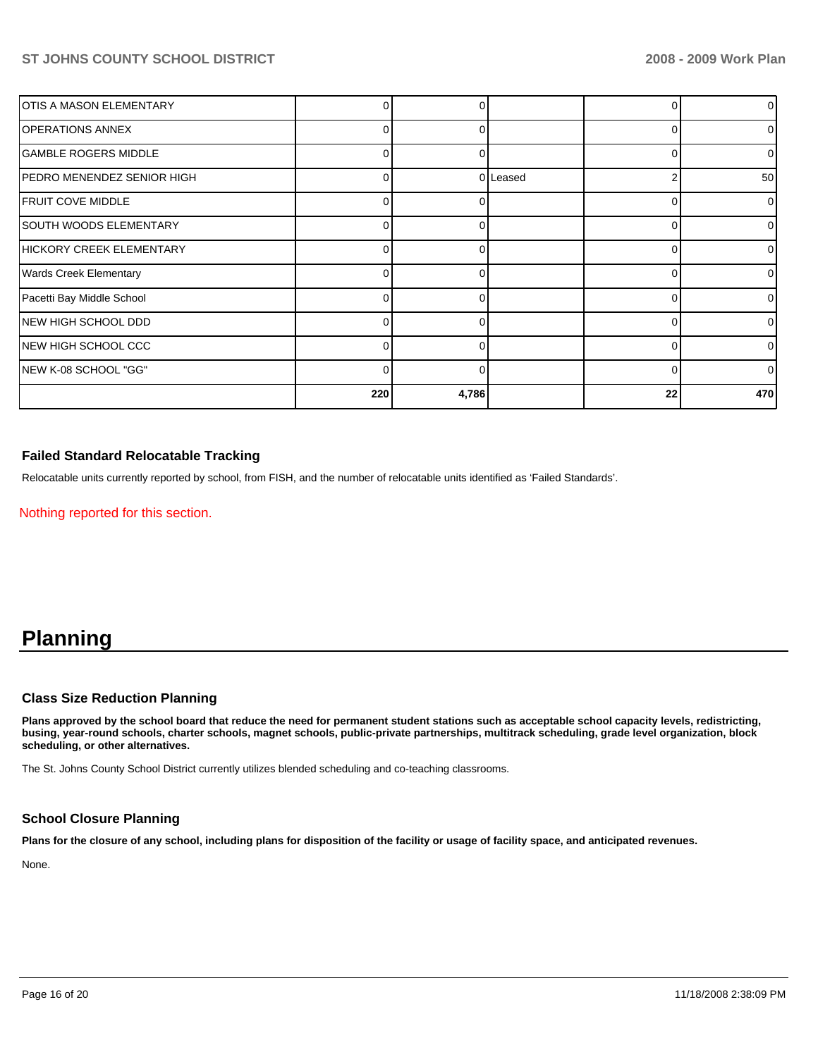| | | | | | |
|---|---|---|---|---|---|
| OTIS A MASON ELEMENTARY | 0 | 0 | | 0 | 0 |
| OPERATIONS ANNEX | 0 | 0 | | 0 | 0 |
| GAMBLE ROGERS MIDDLE | 0 | 0 | | 0 | 0 |
| PEDRO MENENDEZ SENIOR HIGH | 0 | 0 | Leased | 2 | 50 |
| FRUIT COVE MIDDLE | 0 | 0 | | 0 | 0 |
| SOUTH WOODS ELEMENTARY | 0 | 0 | | 0 | 0 |
| HICKORY CREEK ELEMENTARY | 0 | 0 | | 0 | 0 |
| Wards Creek Elementary | 0 | 0 | | 0 | 0 |
| Pacetti Bay Middle School | 0 | 0 | | 0 | 0 |
| NEW HIGH SCHOOL DDD | 0 | 0 | | 0 | 0 |
| NEW HIGH SCHOOL CCC | 0 | 0 | | 0 | 0 |
| NEW K-08 SCHOOL "GG" | 0 | 0 | | 0 | 0 |
| | 220 | 4,786 | | 22 | 470 |

### Failed Standard Relocatable Tracking

Relocatable units currently reported by school, from FISH, and the number of relocatable units identified as 'Failed Standards'.

Nothing reported for this section.

# Planning

### Class Size Reduction Planning

**Plans approved by the school board that reduce the need for permanent student stations such as acceptable school capacity levels, redistricting, busing, year-round schools, charter schools, magnet schools, public-private partnerships, multitrack scheduling, grade level organization, block scheduling, or other alternatives.**

The St. Johns County School District currently utilizes blended scheduling and co-teaching classrooms.

### School Closure Planning

**Plans for the closure of any school, including plans for disposition of the facility or usage of facility space, and anticipated revenues.**

None.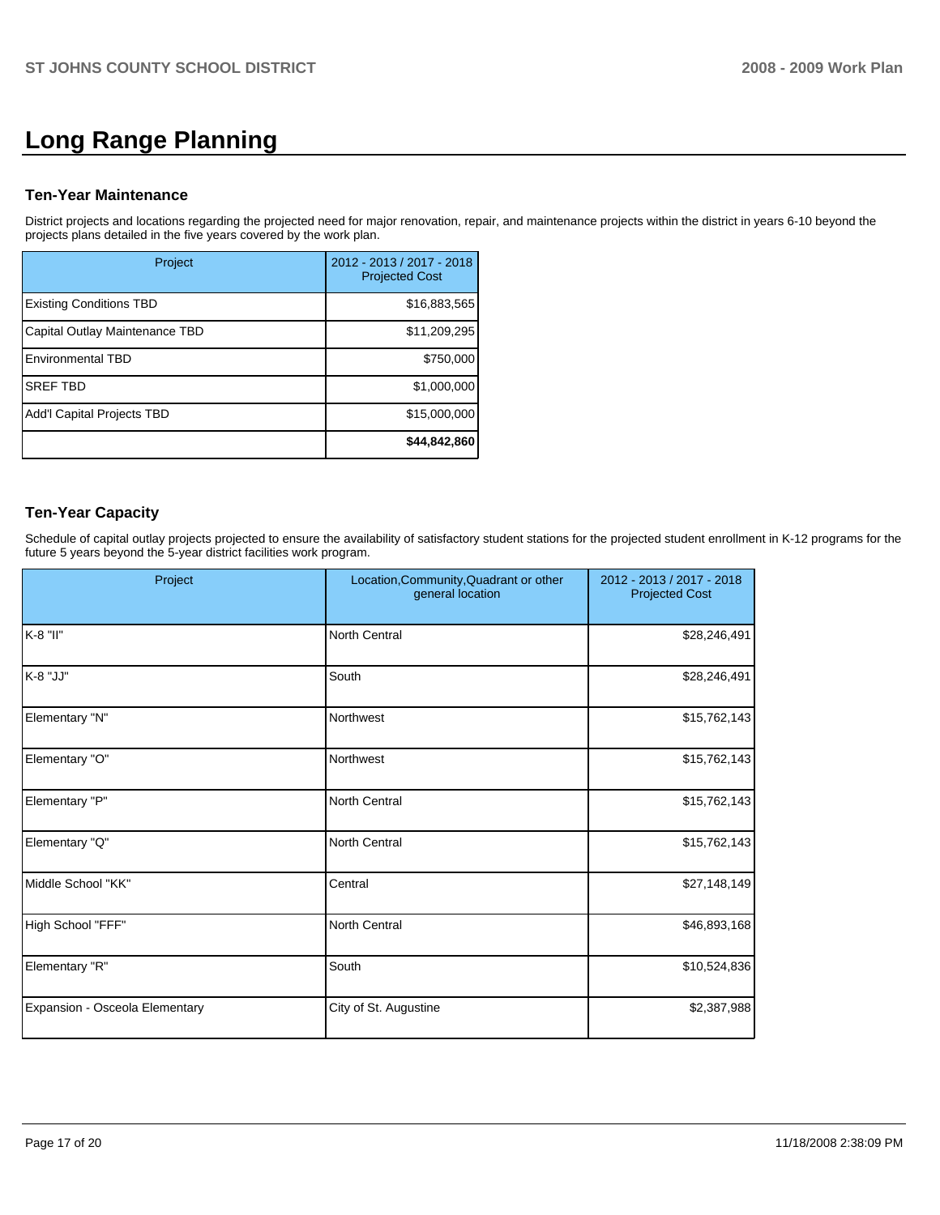# Long Range Planning

### Ten-Year Maintenance

District projects and locations regarding the projected need for major renovation, repair, and maintenance projects within the district in years 6-10 beyond the projects plans detailed in the five years covered by the work plan.

| Project | 2012 - 2013 / 2017 - 2018 Projected Cost |
| --- | --- |
| Existing Conditions TBD | $16,883,565 |
| Capital Outlay Maintenance TBD | $11,209,295 |
| Environmental TBD | $750,000 |
| SREF TBD | $1,000,000 |
| Add'l Capital Projects TBD | $15,000,000 |
| | **$44,842,860** |

### Ten-Year Capacity

Schedule of capital outlay projects projected to ensure the availability of satisfactory student stations for the projected student enrollment in K-12 programs for the future 5 years beyond the 5-year district facilities work program.

| Project | Location,Community,Quadrant or other general location | 2012 - 2013 / 2017 - 2018 Projected Cost |
| --- | --- | --- |
| K-8 "II" | North Central | $28,246,491 |
| K-8 "JJ" | South | $28,246,491 |
| Elementary "N" | Northwest | $15,762,143 |
| Elementary "O" | Northwest | $15,762,143 |
| Elementary "P" | North Central | $15,762,143 |
| Elementary "Q" | North Central | $15,762,143 |
| Middle School "KK" | Central | $27,148,149 |
| High School "FFF" | North Central | $46,893,168 |
| Elementary "R" | South | $10,524,836 |
| Expansion - Osceola Elementary | City of St. Augustine | $2,387,988 |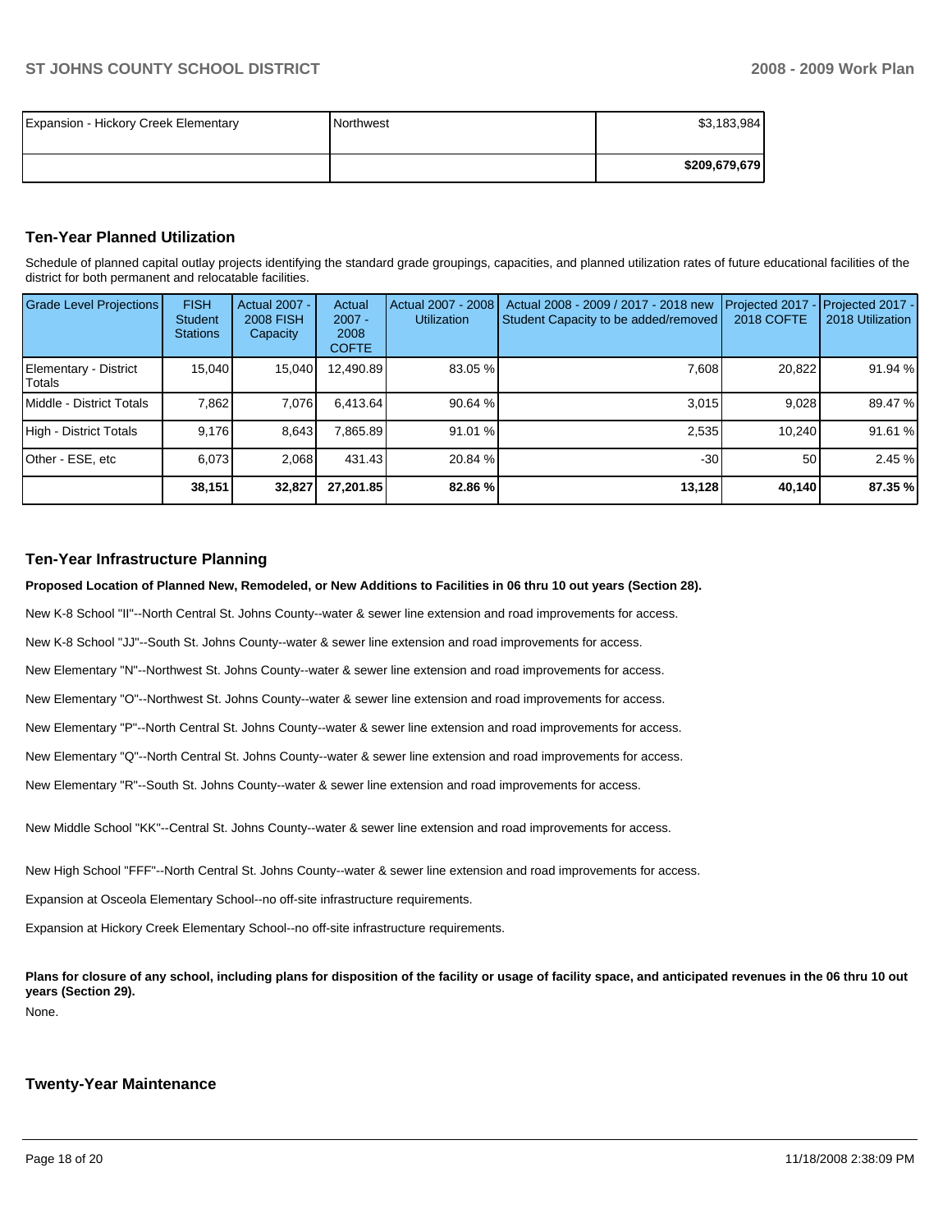| | | |
|---|---|---|
| Expansion - Hickory Creek Elementary | Northwest | $3,183,984 |
| | | **$209,679,679** |

## Ten-Year Planned Utilization

Schedule of planned capital outlay projects identifying the standard grade groupings, capacities, and planned utilization rates of future educational facilities of the district for both permanent and relocatable facilities.

| Grade Level Projections | FISH Student Stations | Actual 2007 - 2008 FISH Capacity | Actual 2007 - 2008 COFTE | Actual 2007 - 2008 Utilization | Actual 2008 - 2009 / 2017 - 2018 new Student Capacity to be added/removed | Projected 2017 - 2018 COFTE | Projected 2017 - 2018 Utilization |
|---|---|---|---|---|---|---|---|
| Elementary - District Totals | 15,040 | 15,040 | 12,490.89 | 83.05 % | 7,608 | 20,822 | 91.94 % |
| Middle - District Totals | 7,862 | 7,076 | 6,413.64 | 90.64 % | 3,015 | 9,028 | 89.47 % |
| High - District Totals | 9,176 | 8,643 | 7,865.89 | 91.01 % | 2,535 | 10,240 | 91.61 % |
| Other - ESE, etc | 6,073 | 2,068 | 431.43 | 20.84 % | -30 | 50 | 2.45 % |
| | **38,151** | **32,827** | **27,201.85** | **82.86 %** | **13,128** | **40,140** | **87.35 %** |

## Ten-Year Infrastructure Planning

**Proposed Location of Planned New, Remodeled, or New Additions to Facilities in 06 thru 10 out years (Section 28).**

New K-8 School "II"--North Central St. Johns County--water & sewer line extension and road improvements for access.

New K-8 School "JJ"--South St. Johns County--water & sewer line extension and road improvements for access.

New Elementary "N"--Northwest St. Johns County--water & sewer line extension and road improvements for access.

New Elementary "O"--Northwest St. Johns County--water & sewer line extension and road improvements for access.

New Elementary "P"--North Central St. Johns County--water & sewer line extension and road improvements for access.

New Elementary "Q"--North Central St. Johns County--water & sewer line extension and road improvements for access.

New Elementary "R"--South St. Johns County--water & sewer line extension and road improvements for access.

New Middle School "KK"--Central St. Johns County--water & sewer line extension and road improvements for access.

New High School "FFF"--North Central St. Johns County--water & sewer line extension and road improvements for access.

Expansion at Osceola Elementary School--no off-site infrastructure requirements.

Expansion at Hickory Creek Elementary School--no off-site infrastructure requirements.

**Plans for closure of any school, including plans for disposition of the facility or usage of facility space, and anticipated revenues in the 06 thru 10 out years (Section 29).**

None.

## Twenty-Year Maintenance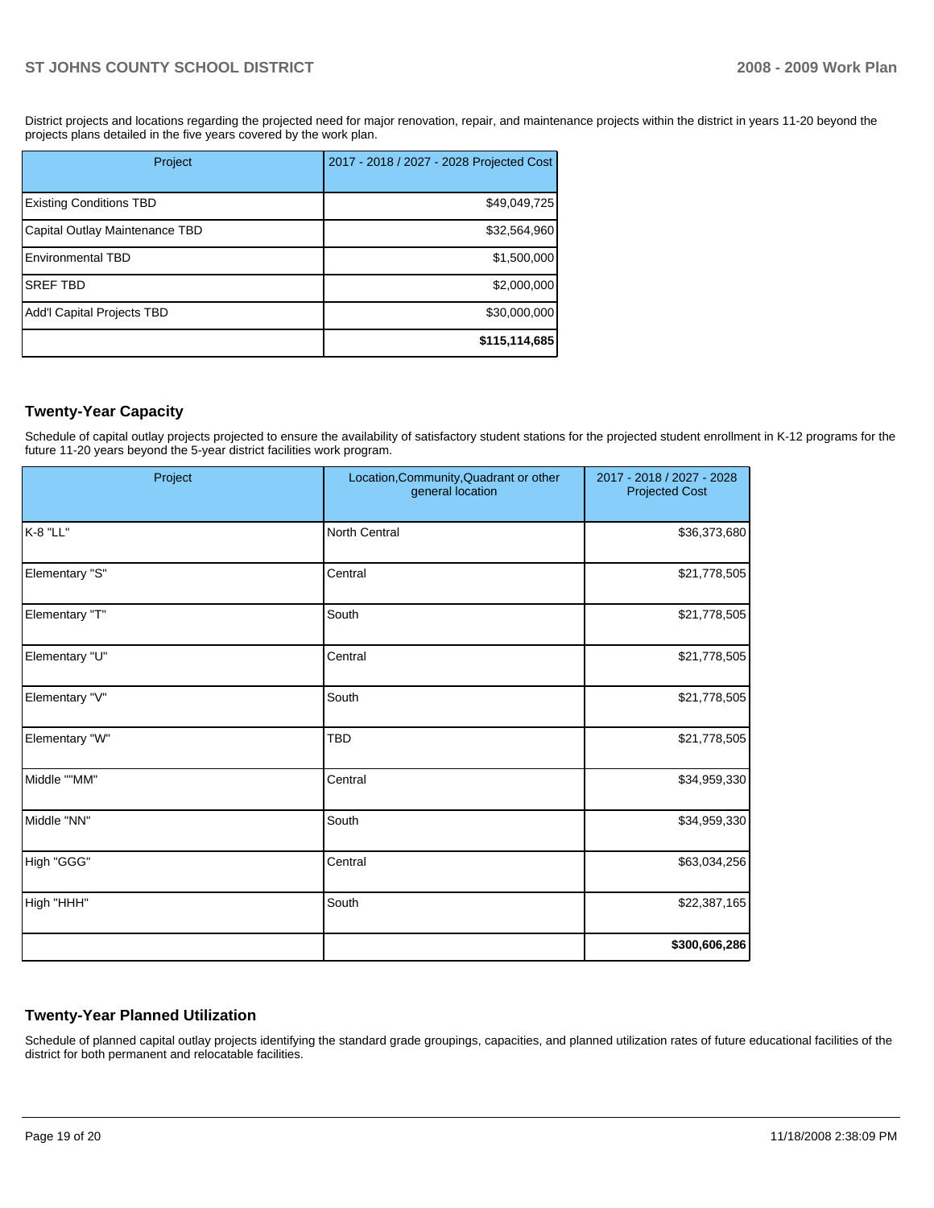District projects and locations regarding the projected need for major renovation, repair, and maintenance projects within the district in years 11-20 beyond the projects plans detailed in the five years covered by the work plan.

| Project | 2017 - 2018 / 2027 - 2028 Projected Cost |
|---|---|
| Existing Conditions TBD | $49,049,725 |
| Capital Outlay Maintenance TBD | $32,564,960 |
| Environmental TBD | $1,500,000 |
| SREF TBD | $2,000,000 |
| Add'l Capital Projects TBD | $30,000,000 |
| | **$115,114,685** |

## Twenty-Year Capacity

Schedule of capital outlay projects projected to ensure the availability of satisfactory student stations for the projected student enrollment in K-12 programs for the future 11-20 years beyond the 5-year district facilities work program.

| Project | Location,Community,Quadrant or other general location | 2017 - 2018 / 2027 - 2028 Projected Cost |
|---|---|---|
| K-8 "LL" | North Central | $36,373,680 |
| Elementary "S" | Central | $21,778,505 |
| Elementary "T" | South | $21,778,505 |
| Elementary "U" | Central | $21,778,505 |
| Elementary "V" | South | $21,778,505 |
| Elementary "W" | TBD | $21,778,505 |
| Middle ""MM" | Central | $34,959,330 |
| Middle "NN" | South | $34,959,330 |
| High "GGG" | Central | $63,034,256 |
| High "HHH" | South | $22,387,165 |
| | | **$300,606,286** |

## Twenty-Year Planned Utilization

Schedule of planned capital outlay projects identifying the standard grade groupings, capacities, and planned utilization rates of future educational facilities of the district for both permanent and relocatable facilities.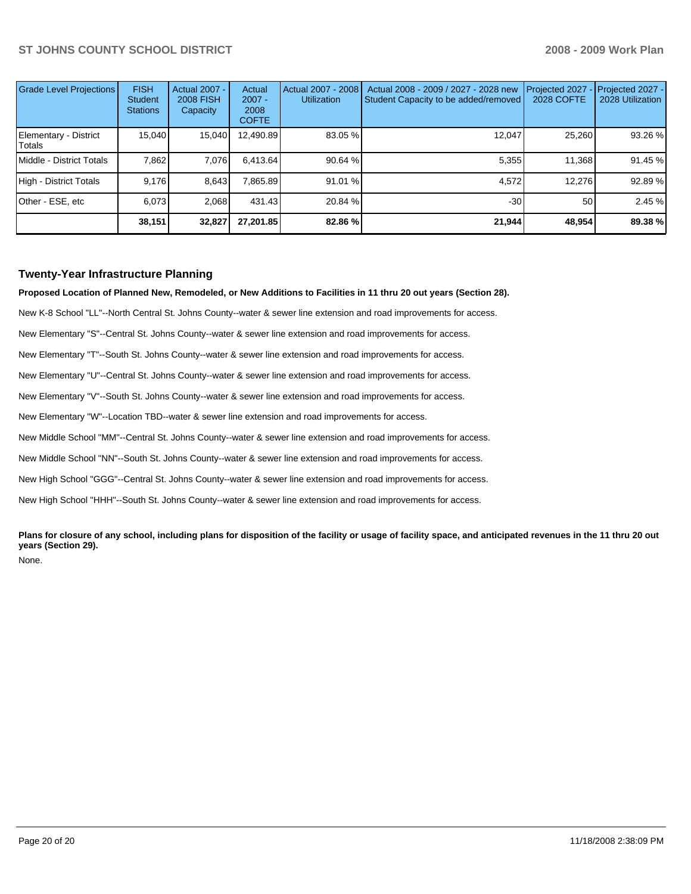| Grade Level Projections | FISH Student Stations | Actual 2007 - 2008 FISH Capacity | Actual 2007 - 2008 COFTE | Actual 2007 - 2008 Utilization | Actual 2008 - 2009 / 2027 - 2028 new Student Capacity to be added/removed | Projected 2027 - 2028 COFTE | Projected 2027 - 2028 Utilization |
|---|---|---|---|---|---|---|---|
| Elementary - District Totals | 15,040 | 15,040 | 12,490.89 | 83.05 % | 12,047 | 25,260 | 93.26 % |
| Middle - District Totals | 7,862 | 7,076 | 6,413.64 | 90.64 % | 5,355 | 11,368 | 91.45 % |
| High - District Totals | 9,176 | 8,643 | 7,865.89 | 91.01 % | 4,572 | 12,276 | 92.89 % |
| Other - ESE, etc | 6,073 | 2,068 | 431.43 | 20.84 % | -30 | 50 | 2.45 % |
| | **38,151** | **32,827** | **27,201.85** | **82.86 %** | **21,944** | **48,954** | **89.38 %** |

## Twenty-Year Infrastructure Planning

**Proposed Location of Planned New, Remodeled, or New Additions to Facilities in 11 thru 20 out years (Section 28).**

New K-8 School "LL"--North Central St. Johns County--water & sewer line extension and road improvements for access.

New Elementary "S"--Central St. Johns County--water & sewer line extension and road improvements for access.

New Elementary "T"--South St. Johns County--water & sewer line extension and road improvements for access.

New Elementary "U"--Central St. Johns County--water & sewer line extension and road improvements for access.

New Elementary "V"--South St. Johns County--water & sewer line extension and road improvements for access.

New Elementary "W"--Location TBD--water & sewer line extension and road improvements for access.

New Middle School "MM"--Central St. Johns County--water & sewer line extension and road improvements for access.

New Middle School "NN"--South St. Johns County--water & sewer line extension and road improvements for access.

New High School "GGG"--Central St. Johns County--water & sewer line extension and road improvements for access.

New High School "HHH"--South St. Johns County--water & sewer line extension and road improvements for access.

**Plans for closure of any school, including plans for disposition of the facility or usage of facility space, and anticipated revenues in the 11 thru 20 out years (Section 29).**

None.